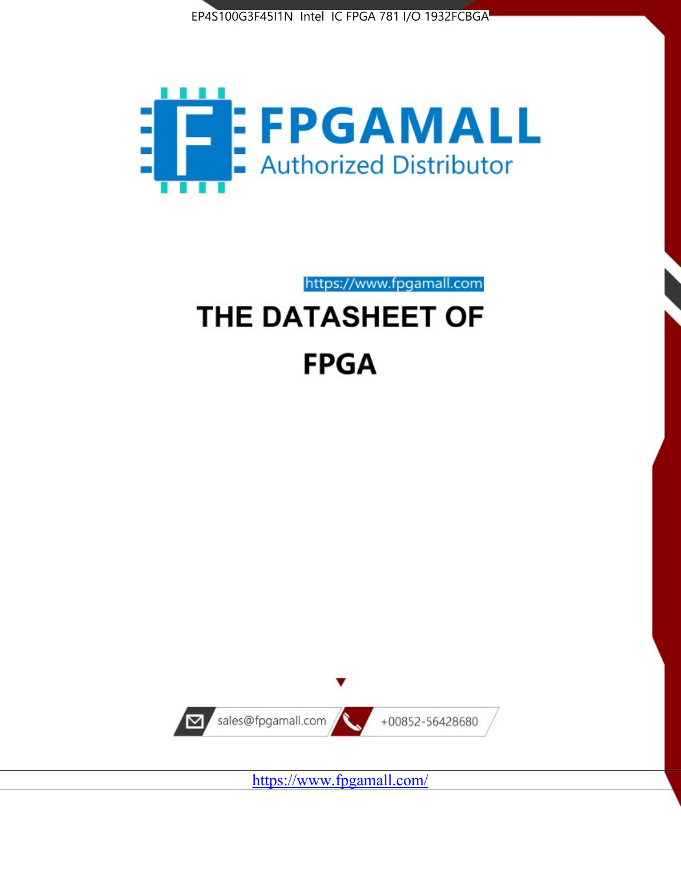EP4S100G3F45I1N Intel IC FPGA 781 I/O 1932FCBGA

FPGAMALL

Authorized Distributor

https://www.fpgamall.com

# THE DATASHEET OF

# FPGA

sales@fpgamall.com

+00852-56428680

https://www.fpgamall.com/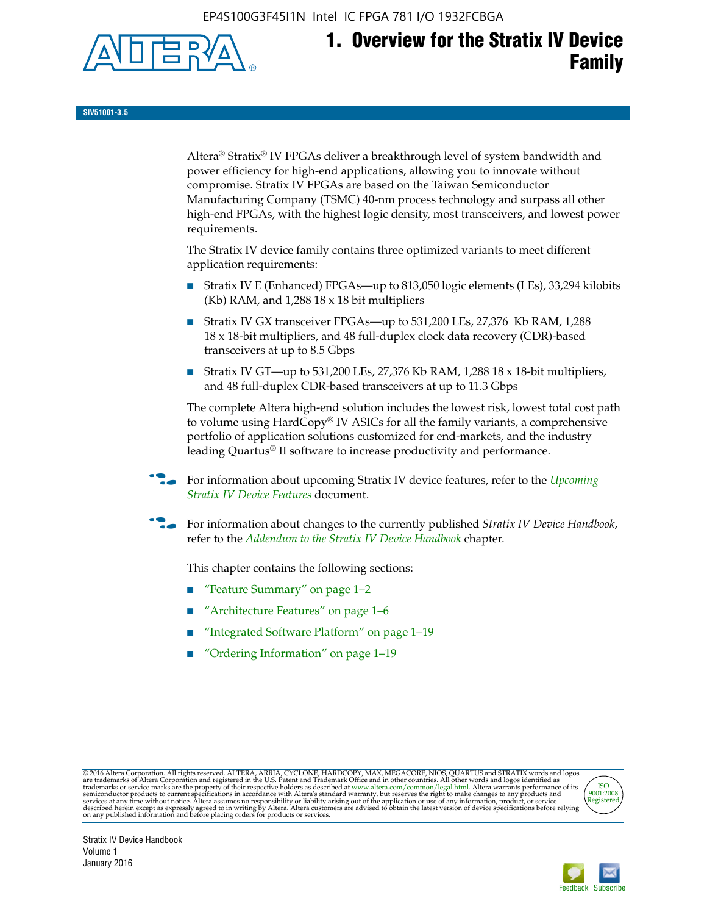# 1. Overview for the Stratix IV Device Family

SIV51001-3.5

Altera® Stratix® IV FPGAs deliver a breakthrough level of system bandwidth and power efficiency for high-end applications, allowing you to innovate without compromise. Stratix IV FPGAs are based on the Taiwan Semiconductor Manufacturing Company (TSMC) 40-nm process technology and surpass all other high-end FPGAs, with the highest logic density, most transceivers, and lowest power requirements.

The Stratix IV device family contains three optimized variants to meet different application requirements:

- Stratix IV E (Enhanced) FPGAs—up to 813,050 logic elements (LEs), 33,294 kilobits (Kb) RAM, and 1,288 18 x 18 bit multipliers
- Stratix IV GX transceiver FPGAs—up to 531,200 LEs, 27,376 Kb RAM, 1,288 18 x 18-bit multipliers, and 48 full-duplex clock data recovery (CDR)-based transceivers at up to 8.5 Gbps
- Stratix IV GT—up to 531,200 LEs, 27,376 Kb RAM, 1,288 18 x 18-bit multipliers, and 48 full-duplex CDR-based transceivers at up to 11.3 Gbps

The complete Altera high-end solution includes the lowest risk, lowest total cost path to volume using HardCopy® IV ASICs for all the family variants, a comprehensive portfolio of application solutions customized for end-markets, and the industry leading Quartus® II software to increase productivity and performance.

For information about upcoming Stratix IV device features, refer to the *Upcoming Stratix IV Device Features* document.

For information about changes to the currently published *Stratix IV Device Handbook*, refer to the *Addendum to the Stratix IV Device Handbook* chapter.

This chapter contains the following sections:

- "Feature Summary" on page 1–2
- "Architecture Features" on page 1–6
- "Integrated Software Platform" on page 1–19
- "Ordering Information" on page 1–19

© 2016 Altera Corporation. All rights reserved. ALTERA, ARRIA, CYCLONE, HARDCOPY, MAX, MEGACORE, NIOS, QUARTUS and STRATIX words and logos are trademarks of Altera Corporation and registered in the U.S. Patent and Trademark Office and in other countries. All other words and logos identified as trademarks or service marks are the property of their respective holders as described at www.altera.com/common/legal.html. Altera warrants performance of its semiconductor products to current specifications in accordance with Altera's standard warranty, but reserves the right to make changes to any products and services at any time without notice. Altera assumes no responsibility or liability arising out of the application or use of any information, product, or service described herein except as expressly agreed to in writing by Altera. Altera customers are advised to obtain the latest version of device specifications before relying on any published information and before placing orders for products or services.

Stratix IV Device Handbook
Volume 1
January 2016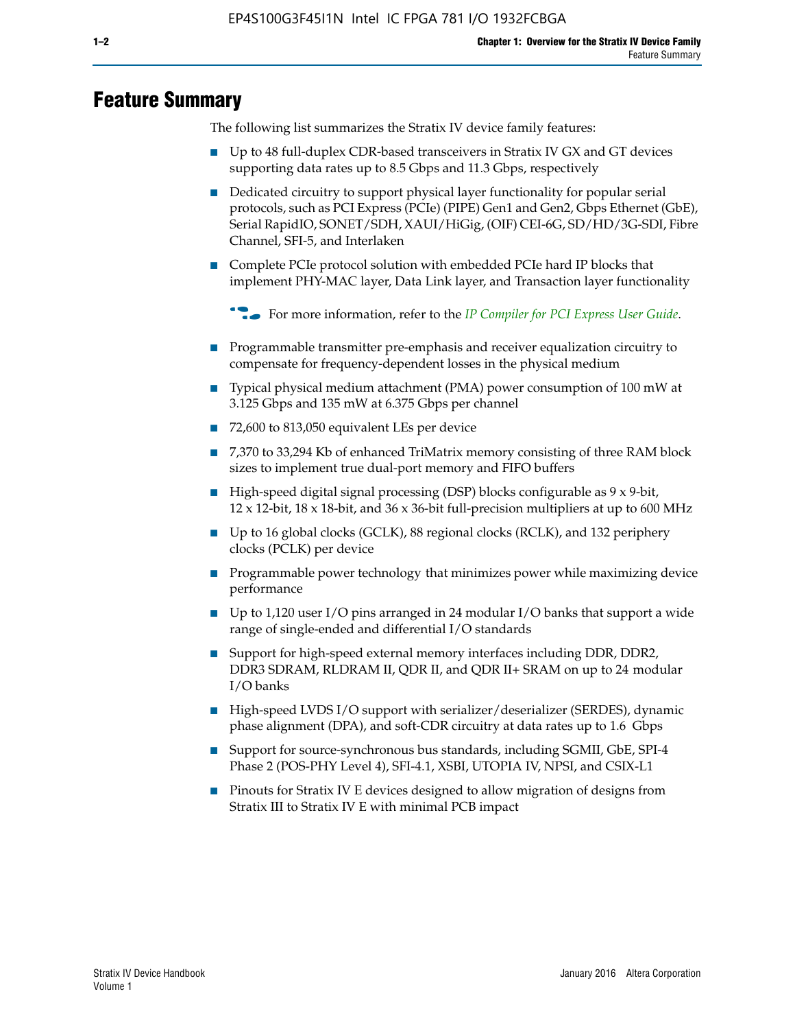# Feature Summary

The following list summarizes the Stratix IV device family features:

- Up to 48 full-duplex CDR-based transceivers in Stratix IV GX and GT devices supporting data rates up to 8.5 Gbps and 11.3 Gbps, respectively
- Dedicated circuitry to support physical layer functionality for popular serial protocols, such as PCI Express (PCIe) (PIPE) Gen1 and Gen2, Gbps Ethernet (GbE), Serial RapidIO, SONET/SDH, XAUI/HiGig, (OIF) CEI-6G, SD/HD/3G-SDI, Fibre Channel, SFI-5, and Interlaken
- Complete PCIe protocol solution with embedded PCIe hard IP blocks that implement PHY-MAC layer, Data Link layer, and Transaction layer functionality

  For more information, refer to the *IP Compiler for PCI Express User Guide*.

- Programmable transmitter pre-emphasis and receiver equalization circuitry to compensate for frequency-dependent losses in the physical medium
- Typical physical medium attachment (PMA) power consumption of 100 mW at 3.125 Gbps and 135 mW at 6.375 Gbps per channel
- 72,600 to 813,050 equivalent LEs per device
- 7,370 to 33,294 Kb of enhanced TriMatrix memory consisting of three RAM block sizes to implement true dual-port memory and FIFO buffers
- High-speed digital signal processing (DSP) blocks configurable as 9 x 9-bit, 12 x 12-bit, 18 x 18-bit, and 36 x 36-bit full-precision multipliers at up to 600 MHz
- Up to 16 global clocks (GCLK), 88 regional clocks (RCLK), and 132 periphery clocks (PCLK) per device
- Programmable power technology that minimizes power while maximizing device performance
- Up to 1,120 user I/O pins arranged in 24 modular I/O banks that support a wide range of single-ended and differential I/O standards
- Support for high-speed external memory interfaces including DDR, DDR2, DDR3 SDRAM, RLDRAM II, QDR II, and QDR II+ SRAM on up to 24 modular I/O banks
- High-speed LVDS I/O support with serializer/deserializer (SERDES), dynamic phase alignment (DPA), and soft-CDR circuitry at data rates up to 1.6 Gbps
- Support for source-synchronous bus standards, including SGMII, GbE, SPI-4 Phase 2 (POS-PHY Level 4), SFI-4.1, XSBI, UTOPIA IV, NPSI, and CSIX-L1
- Pinouts for Stratix IV E devices designed to allow migration of designs from Stratix III to Stratix IV E with minimal PCB impact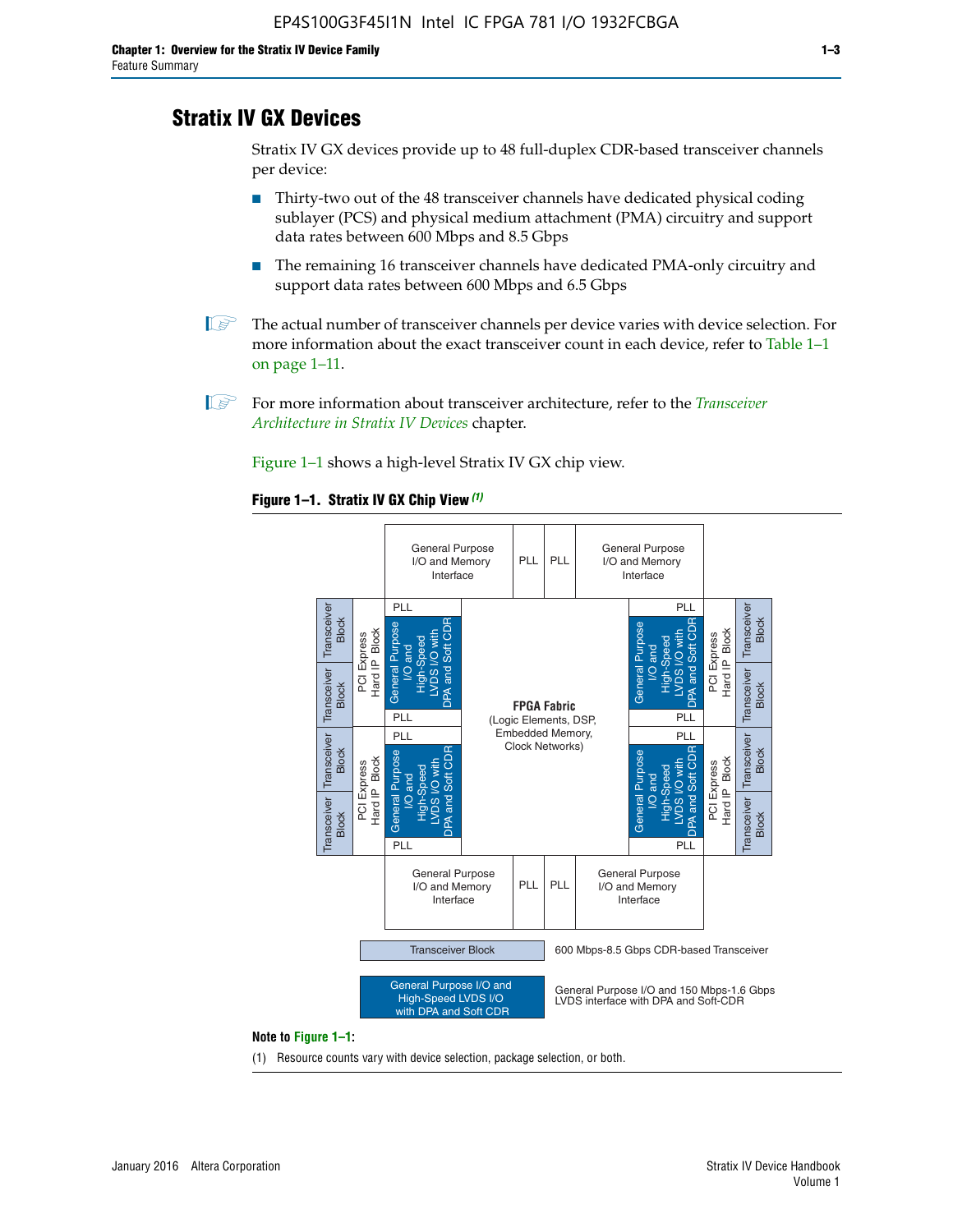# Stratix IV GX Devices

Stratix IV GX devices provide up to 48 full-duplex CDR-based transceiver channels per device:

- Thirty-two out of the 48 transceiver channels have dedicated physical coding sublayer (PCS) and physical medium attachment (PMA) circuitry and support data rates between 600 Mbps and 8.5 Gbps
- The remaining 16 transceiver channels have dedicated PMA-only circuitry and support data rates between 600 Mbps and 6.5 Gbps

The actual number of transceiver channels per device varies with device selection. For more information about the exact transceiver count in each device, refer to Table 1–1 on page 1–11.

For more information about transceiver architecture, refer to the *Transceiver Architecture in Stratix IV Devices* chapter.

Figure 1–1 shows a high-level Stratix IV GX chip view.

**Figure 1–1. Stratix IV GX Chip View** *(1)*

General Purpose I/O and Memory Interface | PLL | PLL | General Purpose I/O and Memory Interface

Transceiver Block | Transceiver Block | PCI Express Hard IP Block | PLL | General Purpose I/O and High-Speed LVDS I/O with DPA and Soft CDR | PLL

FPGA Fabric (Logic Elements, DSP, Embedded Memory, Clock Networks)

Transceiver Block — 600 Mbps-8.5 Gbps CDR-based Transceiver

General Purpose I/O and High-Speed LVDS I/O with DPA and Soft CDR — General Purpose I/O and 150 Mbps-1.6 Gbps LVDS interface with DPA and Soft-CDR

**Note to Figure 1–1:**

(1) Resource counts vary with device selection, package selection, or both.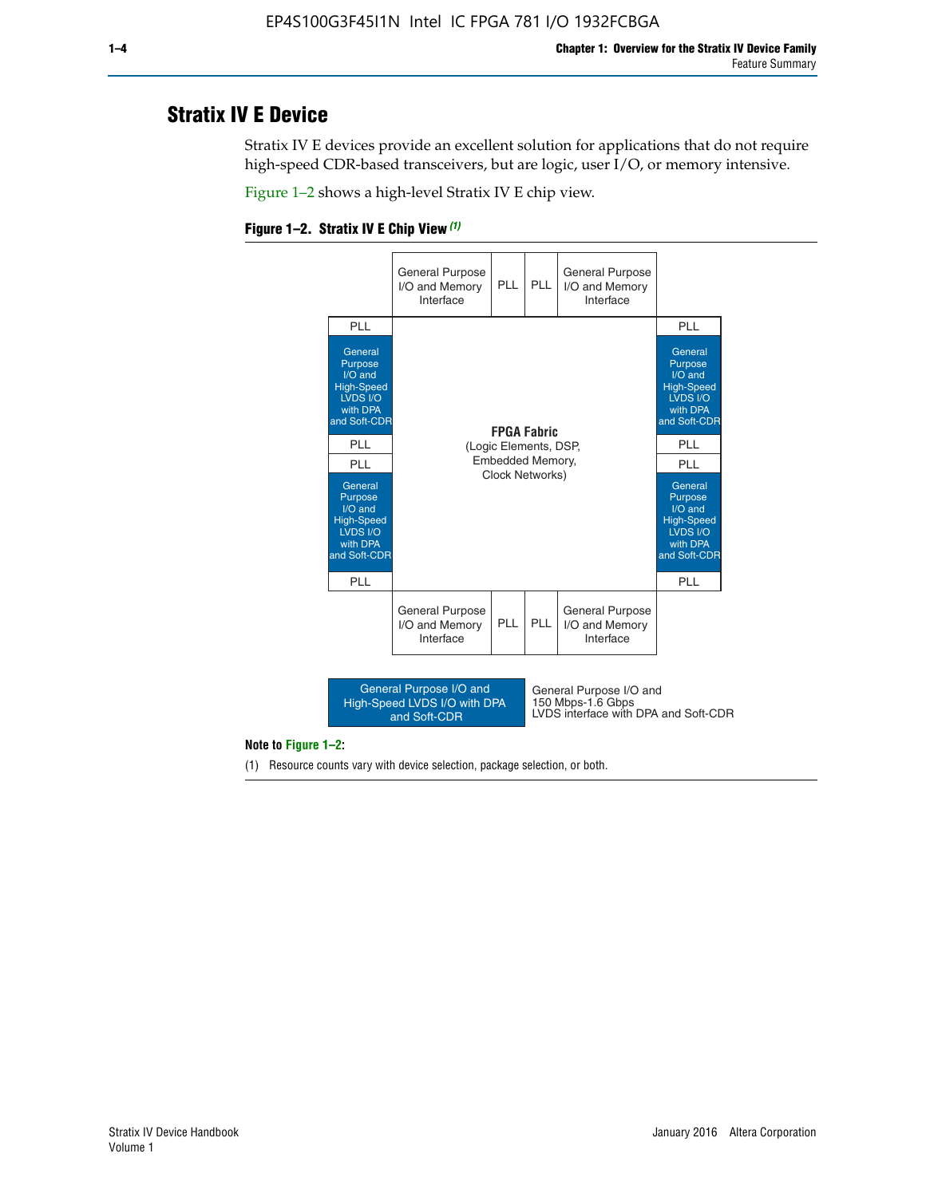## Stratix IV E Device

Stratix IV E devices provide an excellent solution for applications that do not require high-speed CDR-based transceivers, but are logic, user I/O, or memory intensive.

Figure 1–2 shows a high-level Stratix IV E chip view.

**Figure 1–2. Stratix IV E Chip View** *(1)*

| | General Purpose I/O and Memory Interface | PLL | PLL | General Purpose I/O and Memory Interface | |
|---|---|---|---|---|---|
| PLL | | | | | PLL |
| General Purpose I/O and High-Speed LVDS I/O with DPA and Soft-CDR | | | | | General Purpose I/O and High-Speed LVDS I/O with DPA and Soft-CDR |
| PLL | | **FPGA Fabric** (Logic Elements, DSP, Embedded Memory, Clock Networks) | | | PLL |
| PLL | | | | | PLL |
| General Purpose I/O and High-Speed LVDS I/O with DPA and Soft-CDR | | | | | General Purpose I/O and High-Speed LVDS I/O with DPA and Soft-CDR |
| PLL | | | | | PLL |
| | General Purpose I/O and Memory Interface | PLL | PLL | General Purpose I/O and Memory Interface | |

Legend: General Purpose I/O and High-Speed LVDS I/O with DPA and Soft-CDR — General Purpose I/O and 150 Mbps-1.6 Gbps LVDS interface with DPA and Soft-CDR

**Note to Figure 1–2:**

(1) Resource counts vary with device selection, package selection, or both.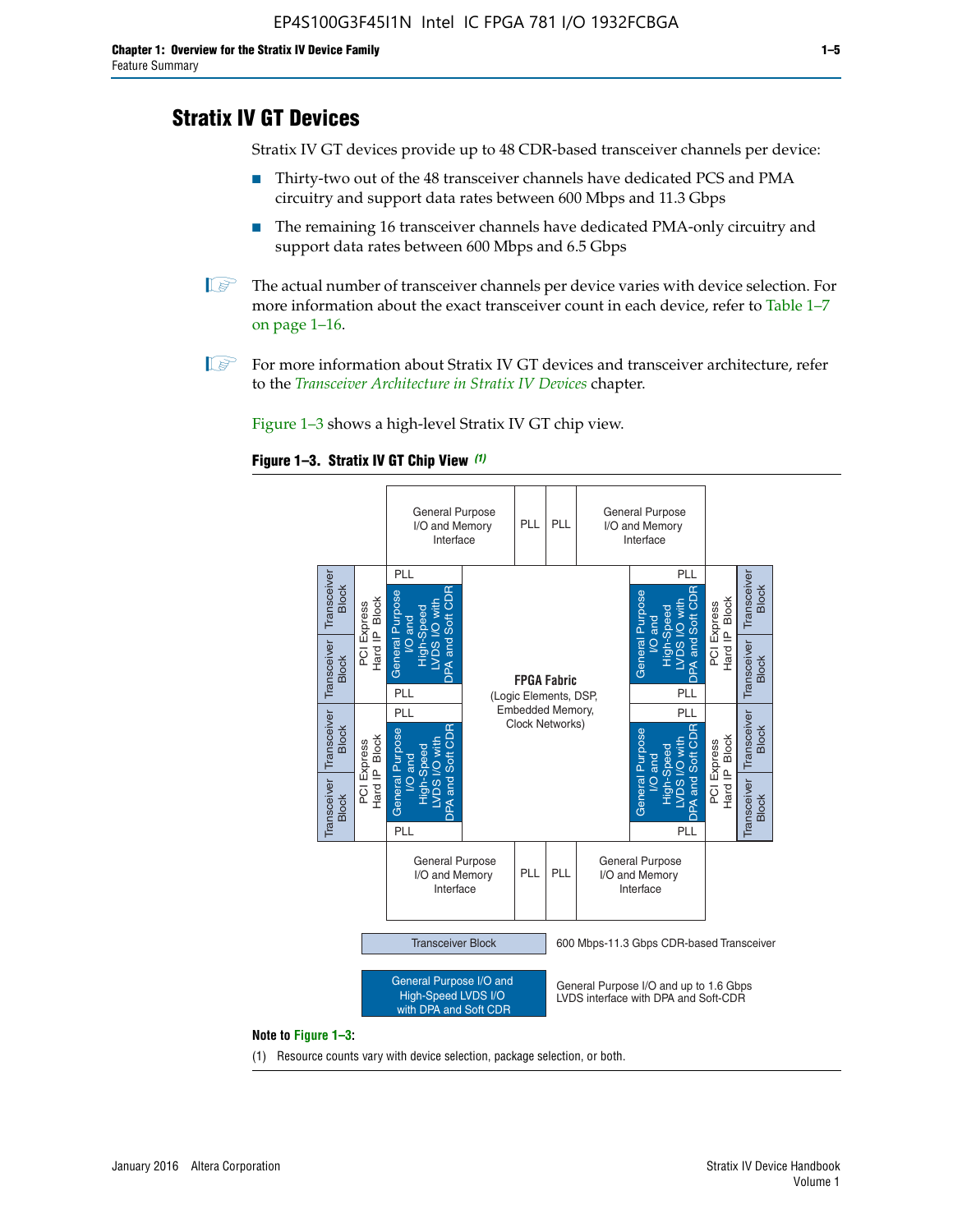## Stratix IV GT Devices

Stratix IV GT devices provide up to 48 CDR-based transceiver channels per device:

- Thirty-two out of the 48 transceiver channels have dedicated PCS and PMA circuitry and support data rates between 600 Mbps and 11.3 Gbps
- The remaining 16 transceiver channels have dedicated PMA-only circuitry and support data rates between 600 Mbps and 6.5 Gbps

The actual number of transceiver channels per device varies with device selection. For more information about the exact transceiver count in each device, refer to Table 1–7 on page 1–16.

For more information about Stratix IV GT devices and transceiver architecture, refer to the *Transceiver Architecture in Stratix IV Devices* chapter.

Figure 1–3 shows a high-level Stratix IV GT chip view.

**Figure 1–3. Stratix IV GT Chip View** *(1)*

General Purpose I/O and Memory Interface | PLL | PLL | General Purpose I/O and Memory Interface

Transceiver Block | PCI Express Hard IP Block | PLL | General Purpose I/O and High-Speed LVDS I/O with DPA and Soft CDR | PLL

**FPGA Fabric** (Logic Elements, DSP, Embedded Memory, Clock Networks)

Transceiver Block — 600 Mbps-11.3 Gbps CDR-based Transceiver

General Purpose I/O and High-Speed LVDS I/O with DPA and Soft CDR — General Purpose I/O and up to 1.6 Gbps LVDS interface with DPA and Soft-CDR

**Note to Figure 1–3:**

(1) Resource counts vary with device selection, package selection, or both.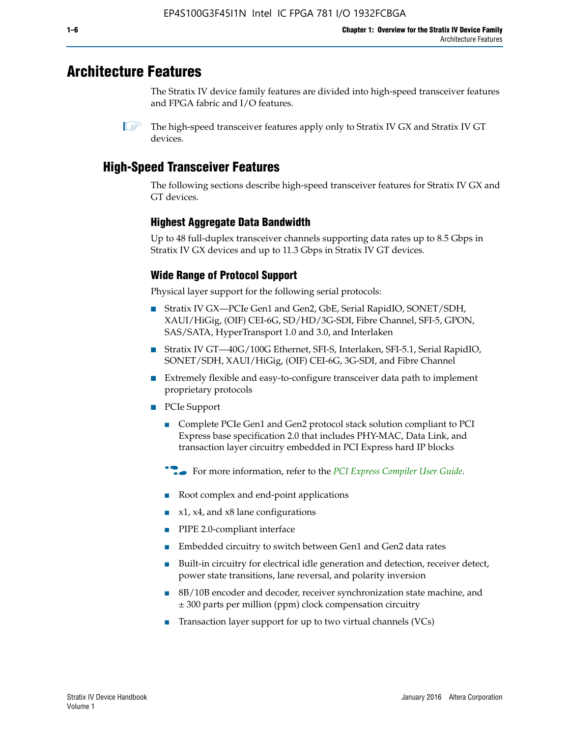# Architecture Features

The Stratix IV device family features are divided into high-speed transceiver features and FPGA fabric and I/O features.

The high-speed transceiver features apply only to Stratix IV GX and Stratix IV GT devices.

## High-Speed Transceiver Features

The following sections describe high-speed transceiver features for Stratix IV GX and GT devices.

### Highest Aggregate Data Bandwidth

Up to 48 full-duplex transceiver channels supporting data rates up to 8.5 Gbps in Stratix IV GX devices and up to 11.3 Gbps in Stratix IV GT devices.

### Wide Range of Protocol Support

Physical layer support for the following serial protocols:

- Stratix IV GX—PCIe Gen1 and Gen2, GbE, Serial RapidIO, SONET/SDH, XAUI/HiGig, (OIF) CEI-6G, SD/HD/3G-SDI, Fibre Channel, SFI-5, GPON, SAS/SATA, HyperTransport 1.0 and 3.0, and Interlaken
- Stratix IV GT—40G/100G Ethernet, SFI-S, Interlaken, SFI-5.1, Serial RapidIO, SONET/SDH, XAUI/HiGig, (OIF) CEI-6G, 3G-SDI, and Fibre Channel
- Extremely flexible and easy-to-configure transceiver data path to implement proprietary protocols
- PCIe Support
  - Complete PCIe Gen1 and Gen2 protocol stack solution compliant to PCI Express base specification 2.0 that includes PHY-MAC, Data Link, and transaction layer circuitry embedded in PCI Express hard IP blocks

  For more information, refer to the *PCI Express Compiler User Guide*.

  - Root complex and end-point applications
  - x1, x4, and x8 lane configurations
  - PIPE 2.0-compliant interface
  - Embedded circuitry to switch between Gen1 and Gen2 data rates
  - Built-in circuitry for electrical idle generation and detection, receiver detect, power state transitions, lane reversal, and polarity inversion
  - 8B/10B encoder and decoder, receiver synchronization state machine, and ± 300 parts per million (ppm) clock compensation circuitry
  - Transaction layer support for up to two virtual channels (VCs)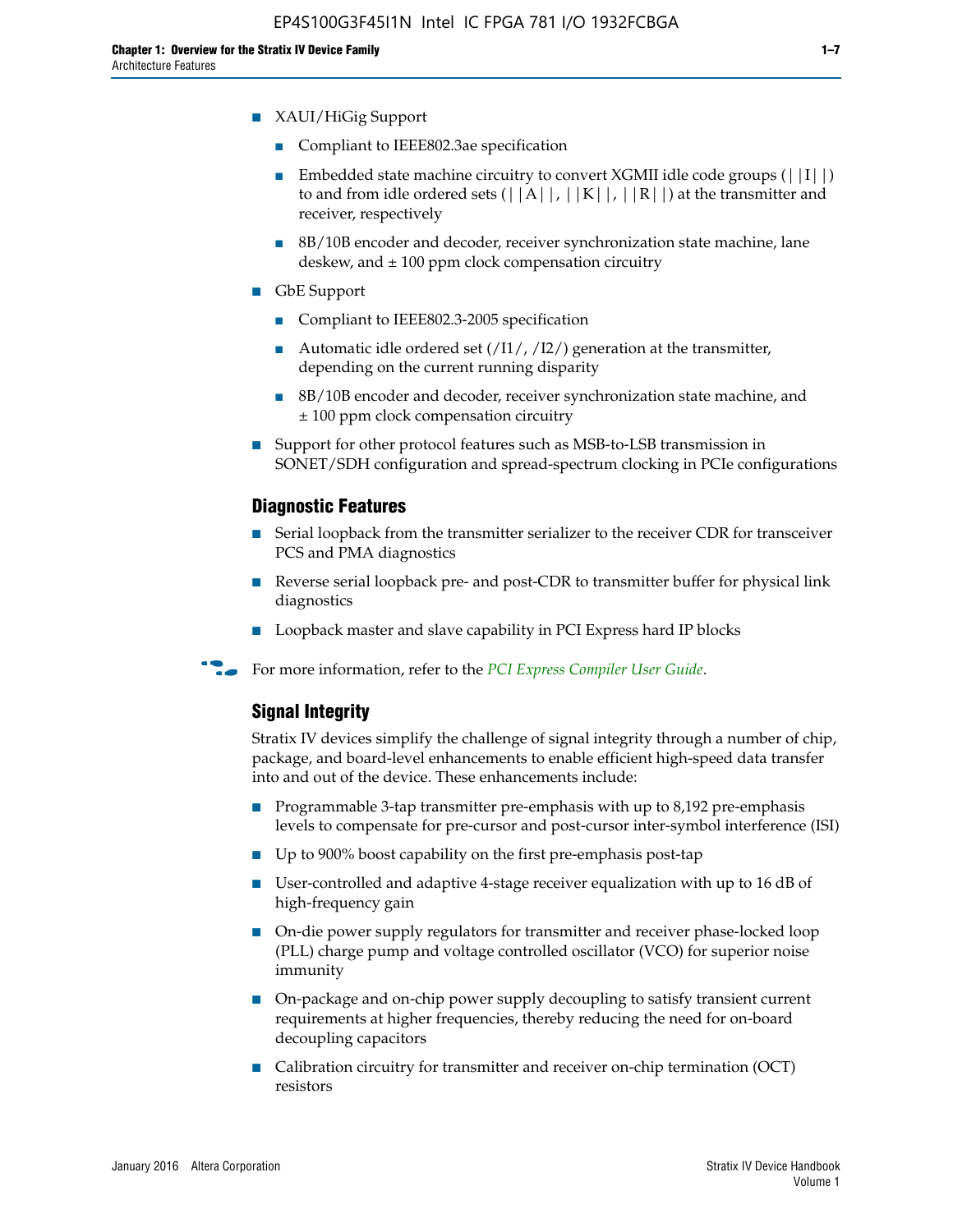- XAUI/HiGig Support
  - Compliant to IEEE802.3ae specification
  - Embedded state machine circuitry to convert XGMII idle code groups (||I||) to and from idle ordered sets (||A||, ||K||, ||R||) at the transmitter and receiver, respectively
  - 8B/10B encoder and decoder, receiver synchronization state machine, lane deskew, and ± 100 ppm clock compensation circuitry
- GbE Support
  - Compliant to IEEE802.3-2005 specification
  - Automatic idle ordered set (/I1/, /I2/) generation at the transmitter, depending on the current running disparity
  - 8B/10B encoder and decoder, receiver synchronization state machine, and ± 100 ppm clock compensation circuitry
- Support for other protocol features such as MSB-to-LSB transmission in SONET/SDH configuration and spread-spectrum clocking in PCIe configurations

### Diagnostic Features

- Serial loopback from the transmitter serializer to the receiver CDR for transceiver PCS and PMA diagnostics
- Reverse serial loopback pre- and post-CDR to transmitter buffer for physical link diagnostics
- Loopback master and slave capability in PCI Express hard IP blocks

For more information, refer to the *PCI Express Compiler User Guide*.

### Signal Integrity

Stratix IV devices simplify the challenge of signal integrity through a number of chip, package, and board-level enhancements to enable efficient high-speed data transfer into and out of the device. These enhancements include:

- Programmable 3-tap transmitter pre-emphasis with up to 8,192 pre-emphasis levels to compensate for pre-cursor and post-cursor inter-symbol interference (ISI)
- Up to 900% boost capability on the first pre-emphasis post-tap
- User-controlled and adaptive 4-stage receiver equalization with up to 16 dB of high-frequency gain
- On-die power supply regulators for transmitter and receiver phase-locked loop (PLL) charge pump and voltage controlled oscillator (VCO) for superior noise immunity
- On-package and on-chip power supply decoupling to satisfy transient current requirements at higher frequencies, thereby reducing the need for on-board decoupling capacitors
- Calibration circuitry for transmitter and receiver on-chip termination (OCT) resistors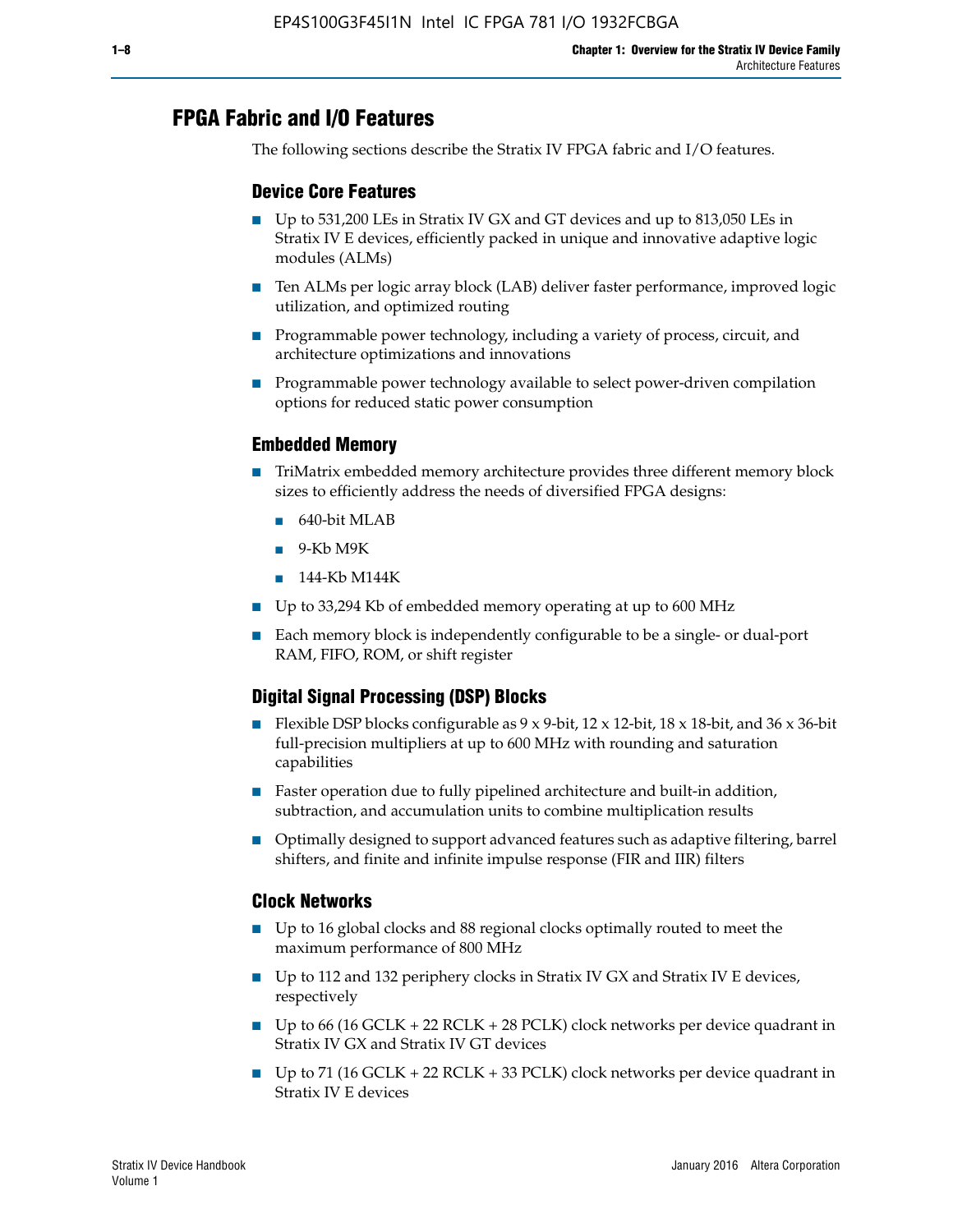## FPGA Fabric and I/O Features

The following sections describe the Stratix IV FPGA fabric and I/O features.

### Device Core Features

- Up to 531,200 LEs in Stratix IV GX and GT devices and up to 813,050 LEs in Stratix IV E devices, efficiently packed in unique and innovative adaptive logic modules (ALMs)
- Ten ALMs per logic array block (LAB) deliver faster performance, improved logic utilization, and optimized routing
- Programmable power technology, including a variety of process, circuit, and architecture optimizations and innovations
- Programmable power technology available to select power-driven compilation options for reduced static power consumption

### Embedded Memory

- TriMatrix embedded memory architecture provides three different memory block sizes to efficiently address the needs of diversified FPGA designs:
  - 640-bit MLAB
  - 9-Kb M9K
  - 144-Kb M144K
- Up to 33,294 Kb of embedded memory operating at up to 600 MHz
- Each memory block is independently configurable to be a single- or dual-port RAM, FIFO, ROM, or shift register

### Digital Signal Processing (DSP) Blocks

- Flexible DSP blocks configurable as 9 x 9-bit, 12 x 12-bit, 18 x 18-bit, and 36 x 36-bit full-precision multipliers at up to 600 MHz with rounding and saturation capabilities
- Faster operation due to fully pipelined architecture and built-in addition, subtraction, and accumulation units to combine multiplication results
- Optimally designed to support advanced features such as adaptive filtering, barrel shifters, and finite and infinite impulse response (FIR and IIR) filters

### Clock Networks

- Up to 16 global clocks and 88 regional clocks optimally routed to meet the maximum performance of 800 MHz
- Up to 112 and 132 periphery clocks in Stratix IV GX and Stratix IV E devices, respectively
- Up to 66 (16 GCLK + 22 RCLK + 28 PCLK) clock networks per device quadrant in Stratix IV GX and Stratix IV GT devices
- Up to 71 (16 GCLK + 22 RCLK + 33 PCLK) clock networks per device quadrant in Stratix IV E devices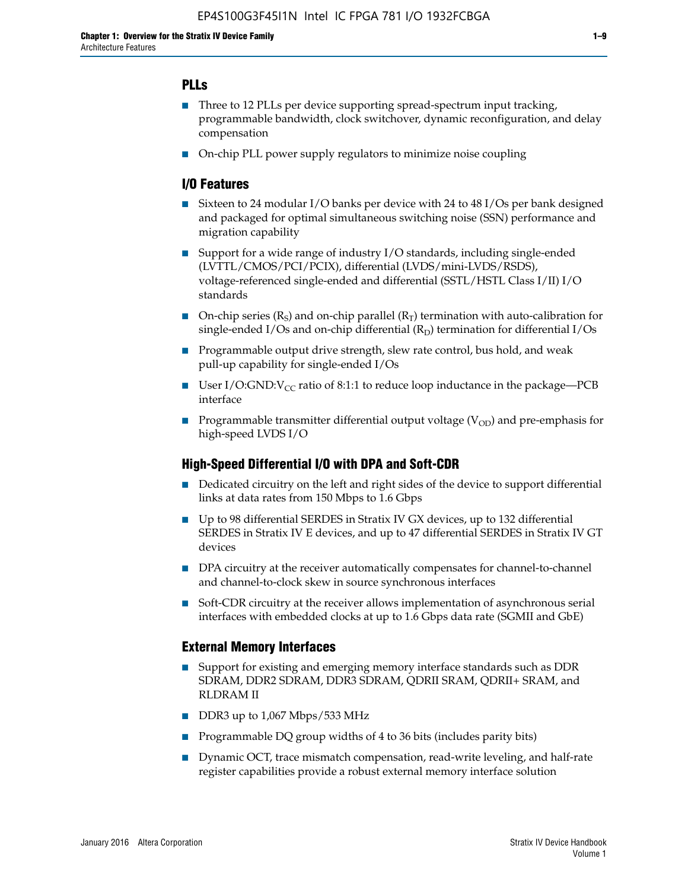### PLLs

- Three to 12 PLLs per device supporting spread-spectrum input tracking, programmable bandwidth, clock switchover, dynamic reconfiguration, and delay compensation
- On-chip PLL power supply regulators to minimize noise coupling

### I/O Features

- Sixteen to 24 modular I/O banks per device with 24 to 48 I/Os per bank designed and packaged for optimal simultaneous switching noise (SSN) performance and migration capability
- Support for a wide range of industry I/O standards, including single-ended (LVTTL/CMOS/PCI/PCIX), differential (LVDS/mini-LVDS/RSDS), voltage-referenced single-ended and differential (SSTL/HSTL Class I/II) I/O standards
- On-chip series ($R_S$) and on-chip parallel ($R_T$) termination with auto-calibration for single-ended I/Os and on-chip differential ($R_D$) termination for differential I/Os
- Programmable output drive strength, slew rate control, bus hold, and weak pull-up capability for single-ended I/Os
- User I/O:GND:$V_{CC}$ ratio of 8:1:1 to reduce loop inductance in the package—PCB interface
- Programmable transmitter differential output voltage ($V_{OD}$) and pre-emphasis for high-speed LVDS I/O

### High-Speed Differential I/O with DPA and Soft-CDR

- Dedicated circuitry on the left and right sides of the device to support differential links at data rates from 150 Mbps to 1.6 Gbps
- Up to 98 differential SERDES in Stratix IV GX devices, up to 132 differential SERDES in Stratix IV E devices, and up to 47 differential SERDES in Stratix IV GT devices
- DPA circuitry at the receiver automatically compensates for channel-to-channel and channel-to-clock skew in source synchronous interfaces
- Soft-CDR circuitry at the receiver allows implementation of asynchronous serial interfaces with embedded clocks at up to 1.6 Gbps data rate (SGMII and GbE)

### External Memory Interfaces

- Support for existing and emerging memory interface standards such as DDR SDRAM, DDR2 SDRAM, DDR3 SDRAM, QDRII SRAM, QDRII+ SRAM, and RLDRAM II
- DDR3 up to 1,067 Mbps/533 MHz
- Programmable DQ group widths of 4 to 36 bits (includes parity bits)
- Dynamic OCT, trace mismatch compensation, read-write leveling, and half-rate register capabilities provide a robust external memory interface solution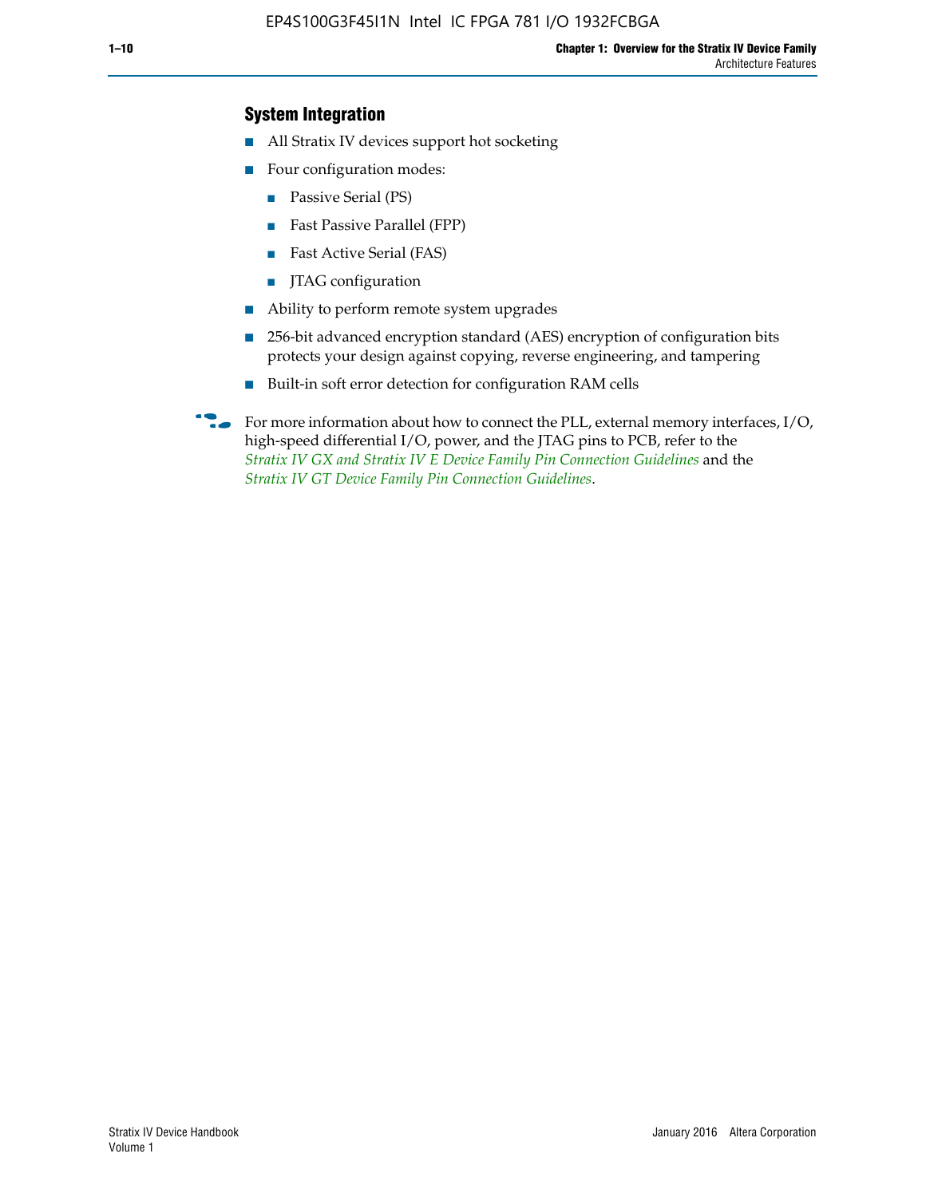### System Integration

- All Stratix IV devices support hot socketing
- Four configuration modes:
  - Passive Serial (PS)
  - Fast Passive Parallel (FPP)
  - Fast Active Serial (FAS)
  - JTAG configuration
- Ability to perform remote system upgrades
- 256-bit advanced encryption standard (AES) encryption of configuration bits protects your design against copying, reverse engineering, and tampering
- Built-in soft error detection for configuration RAM cells

For more information about how to connect the PLL, external memory interfaces, I/O, high-speed differential I/O, power, and the JTAG pins to PCB, refer to the *Stratix IV GX and Stratix IV E Device Family Pin Connection Guidelines* and the *Stratix IV GT Device Family Pin Connection Guidelines*.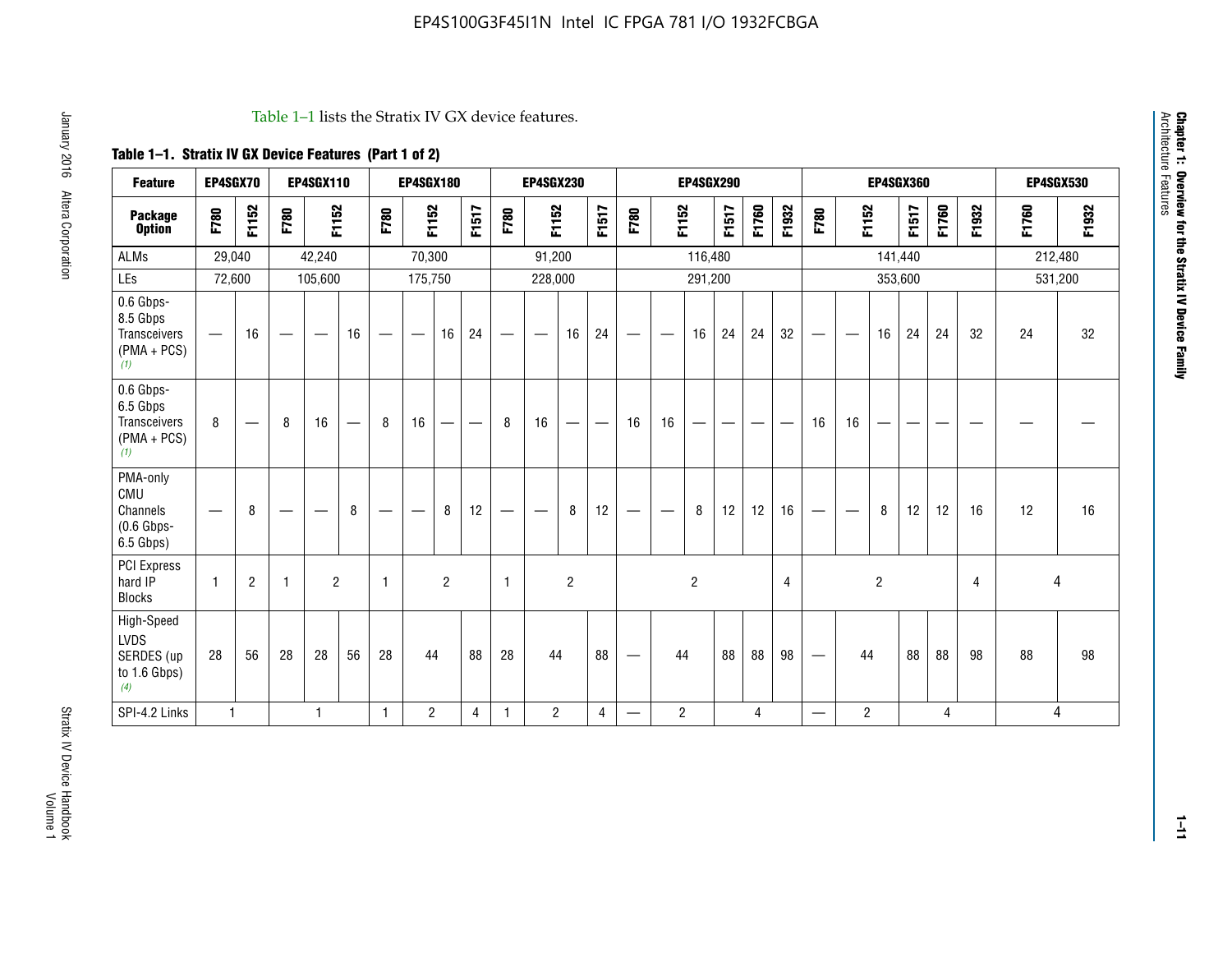Table 1–1 lists the Stratix IV GX device features.

**Table 1–1. Stratix IV GX Device Features (Part 1 of 2)**

| Feature | EP4SGX70 | | EP4SGX110 | | | EP4SGX180 | | | | EP4SGX230 | | | | EP4SGX290 | | | | | | EP4SGX360 | | | | | | EP4SGX530 | |
|---|---|---|---|---|---|---|---|---|---|---|---|---|---|---|---|---|---|---|---|---|---|---|---|---|---|---|---|
| **Package Option** | F780 | F1152 | F780 | F1152 | | F780 | F1152 | | F1517 | F780 | F1152 | | F1517 | F780 | F1152 | | F1517 | F1760 | F1932 | F780 | F1152 | | F1517 | F1760 | F1932 | F1760 | F1932 |
| ALMs | 29,040 | | 42,240 | | | 70,300 | | | | 91,200 | | | | 116,480 | | | | | | 141,440 | | | | | | 212,480 | |
| LEs | 72,600 | | 105,600 | | | 175,750 | | | | 228,000 | | | | 291,200 | | | | | | 353,600 | | | | | | 531,200 | |
| 0.6 Gbps-8.5 Gbps Transceivers (PMA + PCS) (1) | — | 16 | — | — | 16 | — | — | 16 | 24 | — | — | 16 | 24 | — | — | 16 | 24 | 24 | 32 | — | — | 16 | 24 | 24 | 32 | 24 | 32 |
| 0.6 Gbps-6.5 Gbps Transceivers (PMA + PCS) (1) | 8 | — | 8 | 16 | — | 8 | 16 | — | — | 8 | 16 | — | — | 16 | 16 | — | — | — | — | 16 | 16 | — | — | — | — | — | — |
| PMA-only CMU Channels (0.6 Gbps-6.5 Gbps) | — | 8 | — | — | 8 | — | — | 8 | 12 | — | — | 8 | 12 | — | — | 8 | 12 | 12 | 16 | — | — | 8 | 12 | 12 | 16 | 12 | 16 |
| PCI Express hard IP Blocks | 1 | 2 | 1 | 2 | | 1 | 2 | | | 1 | 2 | | | 2 | | | | | 4 | 2 | | | | | 4 | 4 | |
| High-Speed LVDS SERDES (up to 1.6 Gbps) (4) | 28 | 56 | 28 | 28 | 56 | 28 | 44 | | 88 | 28 | 44 | | 88 | — | 44 | | 88 | 88 | 98 | — | 44 | | 88 | 88 | 98 | 88 | 98 |
| SPI-4.2 Links | 1 | | 1 | | | 1 | 2 | | 4 | 1 | 2 | | 4 | — | 2 | | 4 | | | — | 2 | | 4 | | | 4 | |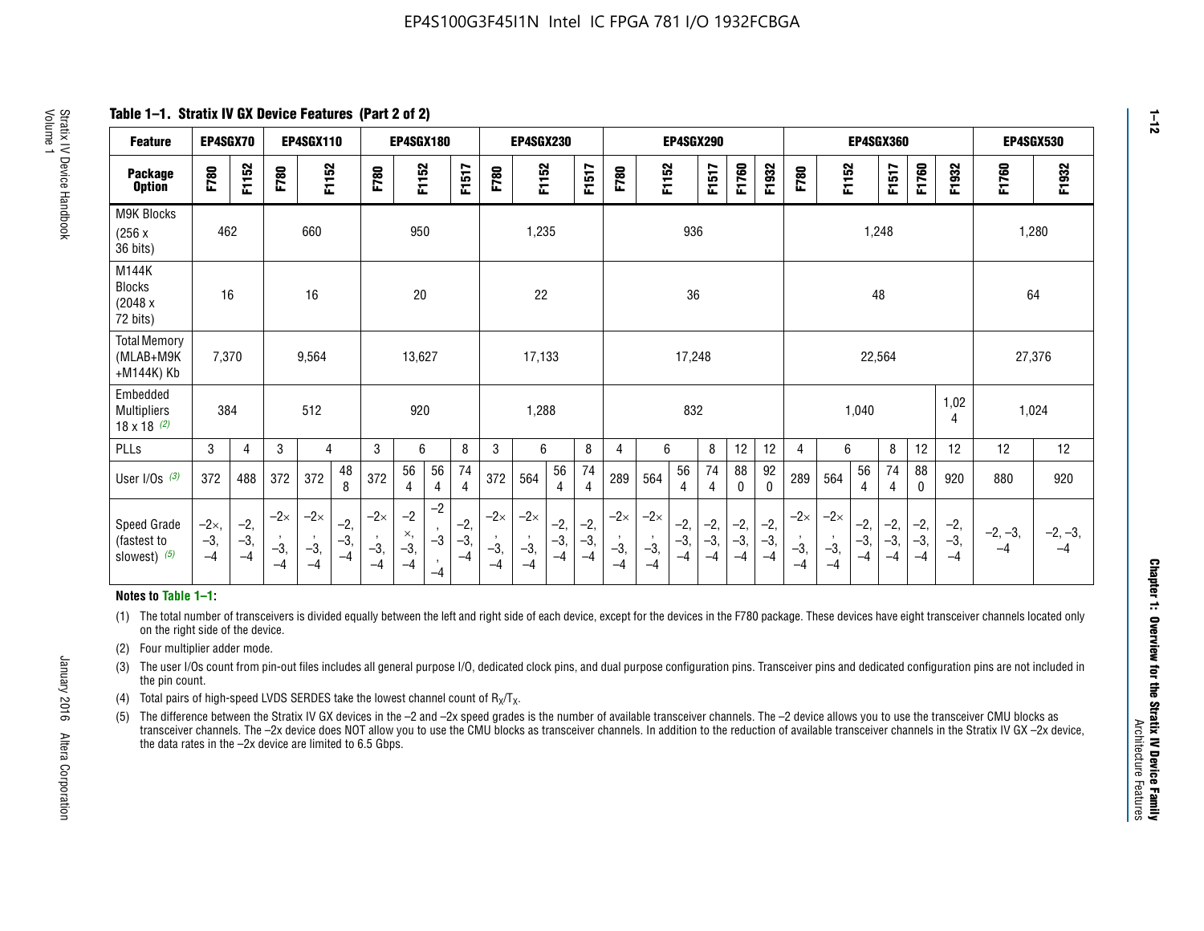**Table 1–1. Stratix IV GX Device Features (Part 2 of 2)**

| Feature | EP4SGX70 | | EP4SGX110 | | | EP4SGX180 | | | | EP4SGX230 | | | | EP4SGX290 | | | | | | EP4SGX360 | | | | | | EP4SGX530 | |
|---|---|---|---|---|---|---|---|---|---|---|---|---|---|---|---|---|---|---|---|---|---|---|---|---|---|---|---|
| Package Option | F780 | F1152 | F780 | F1152 | | F780 | F1152 | | F1517 | F780 | F1152 | | F1517 | F780 | F1152 | | F1517 | F1760 | F1932 | F780 | F1152 | | F1517 | F1760 | F1932 | F1760 | F1932 |
| M9K Blocks (256 x 36 bits) | 462 | | 660 | | | 950 | | | | 1,235 | | | | 936 | | | | | | 1,248 | | | | | | 1,280 | |
| M144K Blocks (2048 x 72 bits) | 16 | | 16 | | | 20 | | | | 22 | | | | 36 | | | | | | 48 | | | | | | 64 | |
| Total Memory (MLAB+M9K +M144K) Kb | 7,370 | | 9,564 | | | 13,627 | | | | 17,133 | | | | 17,248 | | | | | | 22,564 | | | | | | 27,376 | |
| Embedded Multipliers 18 x 18 (2) | 384 | | 512 | | | 920 | | | | 1,288 | | | | 832 | | | | | | 1,040 | | | | | 1,024 | 1,024 | |
| PLLs | 3 | 4 | 3 | 4 | | 3 | 6 | | 8 | 3 | 6 | | 8 | 4 | 6 | | 8 | 12 | 12 | 4 | 6 | | 8 | 12 | 12 | 12 | 12 |
| User I/Os (3) | 372 | 488 | 372 | 372 | 488 | 372 | 564 | 564 | 744 | 372 | 564 | 564 | 744 | 289 | 564 | 564 | 744 | 880 | 920 | 289 | 564 | 564 | 744 | 880 | 920 | 880 | 920 |
| Speed Grade (fastest to slowest) (5) | –2×, –3, –4 | –2, –3, –4 | –2×, –3, –4 | –2×, –3, –4 | –2, –3, –4 | –2×, –3, –4 | –2×, –3, –4 | –2, –3, –4 | –2, –3, –4 | –2×, –3, –4 | –2×, –3, –4 | –2, –3, –4 | –2, –3, –4 | –2×, –3, –4 | –2×, –3, –4 | –2, –3, –4 | –2, –3, –4 | –2, –3, –4 | –2, –3, –4 | –2×, –3, –4 | –2×, –3, –4 | –2, –3, –4 | –2, –3, –4 | –2, –3, –4 | –2, –3, –4 | –2, –3, –4 | –2, –3, –4 |

**Notes to Table 1–1:**

(1) The total number of transceivers is divided equally between the left and right side of each device, except for the devices in the F780 package. These devices have eight transceiver channels located only on the right side of the device.

(2) Four multiplier adder mode.

(3) The user I/Os count from pin-out files includes all general purpose I/O, dedicated clock pins, and dual purpose configuration pins. Transceiver pins and dedicated configuration pins are not included in the pin count.

(4) Total pairs of high-speed LVDS SERDES take the lowest channel count of $R_X/T_X$.

(5) The difference between the Stratix IV GX devices in the –2 and –2x speed grades is the number of available transceiver channels. The –2 device allows you to use the transceiver CMU blocks as transceiver channels. The –2x device does NOT allow you to use the CMU blocks as transceiver channels. In addition to the reduction of available transceiver channels in the Stratix IV GX –2x device, the data rates in the –2x device are limited to 6.5 Gbps.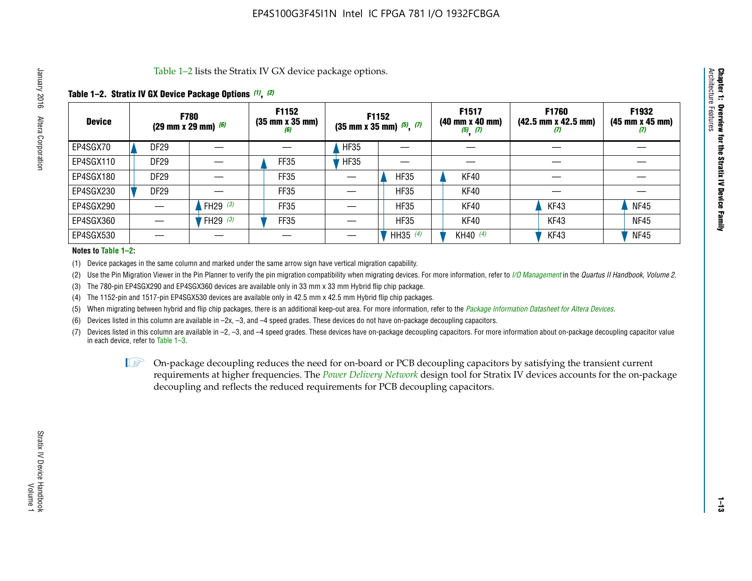Table 1–2 lists the Stratix IV GX device package options.

**Table 1–2. Stratix IV GX Device Package Options (1), (2)**

| Device | F780 (29 mm x 29 mm) (6) | | F1152 (35 mm x 35 mm) (6) | F1152 (35 mm x 35 mm) (5), (7) | | F1517 (40 mm x 40 mm) (5), (7) | F1760 (42.5 mm x 42.5 mm) (7) | F1932 (45 mm x 45 mm) (7) |
|---|---|---|---|---|---|---|---|---|
| EP4SGX70 | DF29 | — | — | HF35 | — | — | — | — |
| EP4SGX110 | DF29 | — | FF35 | HF35 | — | — | — | — |
| EP4SGX180 | DF29 | — | FF35 | — | HF35 | KF40 | — | — |
| EP4SGX230 | DF29 | — | FF35 | — | HF35 | KF40 | — | — |
| EP4SGX290 | — | FH29 (3) | FF35 | — | HF35 | KF40 | KF43 | NF45 |
| EP4SGX360 | — | FH29 (3) | FF35 | — | HF35 | KF40 | KF43 | NF45 |
| EP4SGX530 | — | — | — | — | HH35 (4) | KH40 (4) | KF43 | NF45 |

**Notes to Table 1–2:**

(1) Device packages in the same column and marked under the same arrow sign have vertical migration capability.

(2) Use the Pin Migration Viewer in the Pin Planner to verify the pin migration compatibility when migrating devices. For more information, refer to *I/O Management* in the *Quartus II Handbook, Volume 2*.

(3) The 780-pin EP4SGX290 and EP4SGX360 devices are available only in 33 mm x 33 mm Hybrid flip chip package.

(4) The 1152-pin and 1517-pin EP4SGX530 devices are available only in 42.5 mm x 42.5 mm Hybrid flip chip packages.

(5) When migrating between hybrid and flip chip packages, there is an additional keep-out area. For more information, refer to the *Package Information Datasheet for Altera Devices*.

(6) Devices listed in this column are available in –2x, –3, and –4 speed grades. These devices do not have on-package decoupling capacitors.

(7) Devices listed in this column are available in –2, –3, and –4 speed grades. These devices have on-package decoupling capacitors. For more information about on-package decoupling capacitor value in each device, refer to Table 1–3.

On-package decoupling reduces the need for on-board or PCB decoupling capacitors by satisfying the transient current requirements at higher frequencies. The *Power Delivery Network* design tool for Stratix IV devices accounts for the on-package decoupling and reflects the reduced requirements for PCB decoupling capacitors.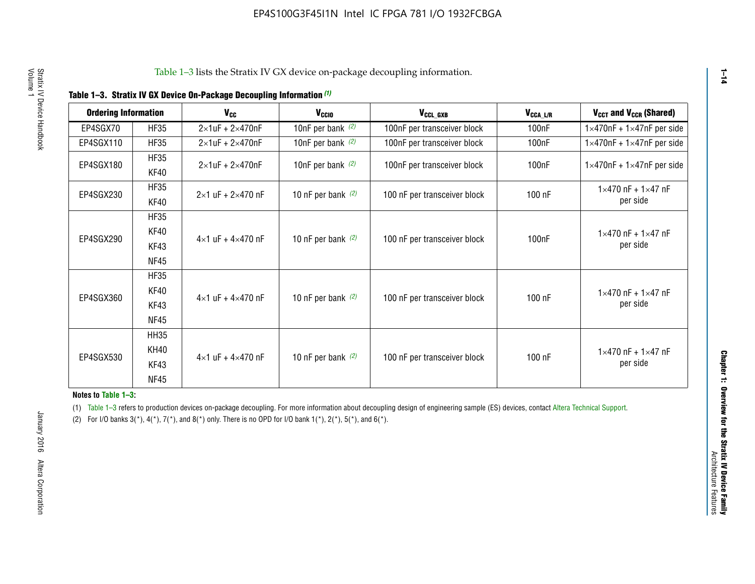Table 1–3 lists the Stratix IV GX device on-package decoupling information.

**Table 1–3. Stratix IV GX Device On-Package Decoupling Information (1)**

| Ordering Information | | $V_{CC}$ | $V_{CCIO}$ | $V_{CCL\_GXB}$ | $V_{CCA\_L/R}$ | $V_{CCT}$ and $V_{CCR}$ (Shared) |
|---|---|---|---|---|---|---|
| EP4SGX70 | HF35 | 2×1uF + 2×470nF | 10nF per bank (2) | 100nF per transceiver block | 100nF | 1×470nF + 1×47nF per side |
| EP4SGX110 | HF35 | 2×1uF + 2×470nF | 10nF per bank (2) | 100nF per transceiver block | 100nF | 1×470nF + 1×47nF per side |
| EP4SGX180 | HF35<br>KF40 | 2×1uF + 2×470nF | 10nF per bank (2) | 100nF per transceiver block | 100nF | 1×470nF + 1×47nF per side |
| EP4SGX230 | HF35<br>KF40 | 2×1 uF + 2×470 nF | 10 nF per bank (2) | 100 nF per transceiver block | 100 nF | 1×470 nF + 1×47 nF per side |
| EP4SGX290 | HF35<br>KF40<br>KF43<br>NF45 | 4×1 uF + 4×470 nF | 10 nF per bank (2) | 100 nF per transceiver block | 100nF | 1×470 nF + 1×47 nF per side |
| EP4SGX360 | HF35<br>KF40<br>KF43<br>NF45 | 4×1 uF + 4×470 nF | 10 nF per bank (2) | 100 nF per transceiver block | 100 nF | 1×470 nF + 1×47 nF per side |
| EP4SGX530 | HH35<br>KH40<br>KF43<br>NF45 | 4×1 uF + 4×470 nF | 10 nF per bank (2) | 100 nF per transceiver block | 100 nF | 1×470 nF + 1×47 nF per side |

**Notes to Table 1–3:**

(1) Table 1–3 refers to production devices on-package decoupling. For more information about decoupling design of engineering sample (ES) devices, contact Altera Technical Support.

(2) For I/O banks 3(*), 4(*), 7(*), and 8(*) only. There is no OPD for I/O bank 1(*), 2(*), 5(*), and 6(*).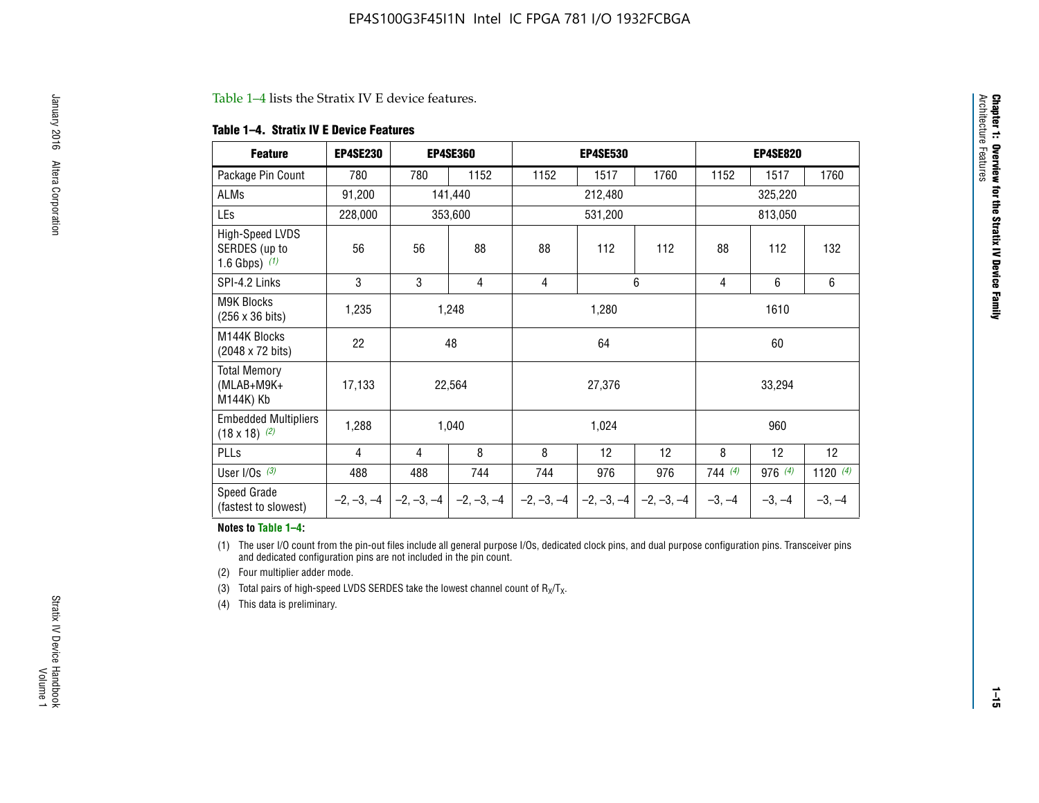Table 1–4 lists the Stratix IV E device features.

**Table 1–4. Stratix IV E Device Features**

| Feature | EP4SE230 | EP4SE360 | | EP4SE530 | | | EP4SE820 | | |
|---|---|---|---|---|---|---|---|---|---|
| Package Pin Count | 780 | 780 | 1152 | 1152 | 1517 | 1760 | 1152 | 1517 | 1760 |
| ALMs | 91,200 | 141,440 | | 212,480 | | | 325,220 | | |
| LEs | 228,000 | 353,600 | | 531,200 | | | 813,050 | | |
| High-Speed LVDS SERDES (up to 1.6 Gbps) (1) | 56 | 56 | 88 | 88 | 112 | 112 | 88 | 112 | 132 |
| SPI-4.2 Links | 3 | 3 | 4 | 4 | 6 | | 4 | 6 | 6 |
| M9K Blocks (256 x 36 bits) | 1,235 | 1,248 | | 1,280 | | | 1610 | | |
| M144K Blocks (2048 x 72 bits) | 22 | 48 | | 64 | | | 60 | | |
| Total Memory (MLAB+M9K+M144K) Kb | 17,133 | 22,564 | | 27,376 | | | 33,294 | | |
| Embedded Multipliers (18 x 18) (2) | 1,288 | 1,040 | | 1,024 | | | 960 | | |
| PLLs | 4 | 4 | 8 | 8 | 12 | 12 | 8 | 12 | 12 |
| User I/Os (3) | 488 | 488 | 744 | 744 | 976 | 976 | 744 (4) | 976 (4) | 1120 (4) |
| Speed Grade (fastest to slowest) | –2, –3, –4 | –2, –3, –4 | –2, –3, –4 | –2, –3, –4 | –2, –3, –4 | –2, –3, –4 | –3, –4 | –3, –4 | –3, –4 |

**Notes to Table 1–4:**

(1) The user I/O count from the pin-out files include all general purpose I/Os, dedicated clock pins, and dual purpose configuration pins. Transceiver pins and dedicated configuration pins are not included in the pin count.

(2) Four multiplier adder mode.

(3) Total pairs of high-speed LVDS SERDES take the lowest channel count of $R_X/T_X$.

(4) This data is preliminary.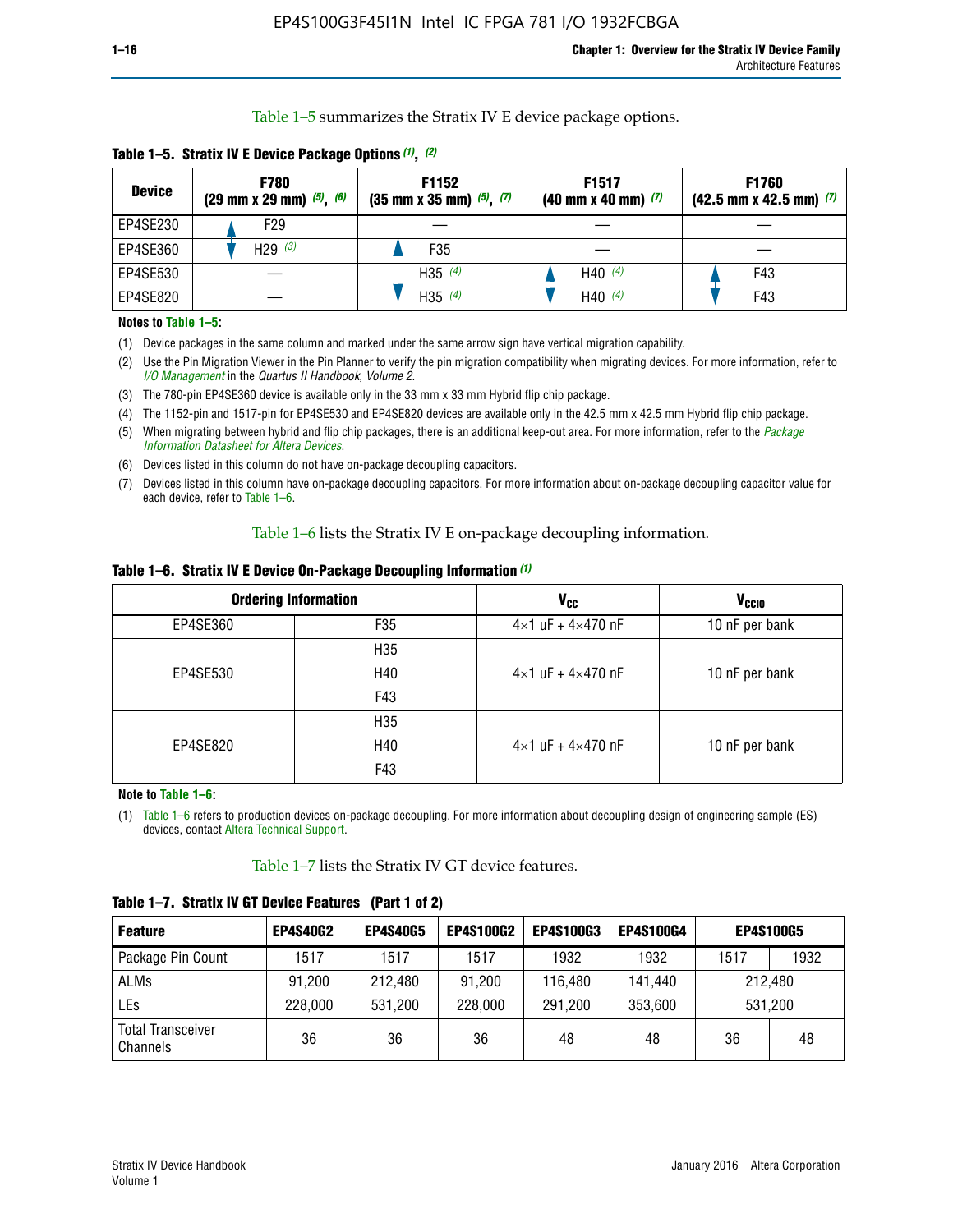Table 1–5 summarizes the Stratix IV E device package options.

**Table 1–5. Stratix IV E Device Package Options (1), (2)**

| Device | F780 (29 mm x 29 mm) (5), (6) | F1152 (35 mm x 35 mm) (5), (7) | F1517 (40 mm x 40 mm) (7) | F1760 (42.5 mm x 42.5 mm) (7) |
|---|---|---|---|---|
| EP4SE230 | F29 | — | — | — |
| EP4SE360 | H29 (3) | F35 | — | — |
| EP4SE530 | — | H35 (4) | H40 (4) | F43 |
| EP4SE820 | — | H35 (4) | H40 (4) | F43 |

**Notes to Table 1–5:**

(1) Device packages in the same column and marked under the same arrow sign have vertical migration capability.

(2) Use the Pin Migration Viewer in the Pin Planner to verify the pin migration compatibility when migrating devices. For more information, refer to *I/O Management* in the *Quartus II Handbook, Volume 2*.

(3) The 780-pin EP4SE360 device is available only in the 33 mm x 33 mm Hybrid flip chip package.

(4) The 1152-pin and 1517-pin for EP4SE530 and EP4SE820 devices are available only in the 42.5 mm x 42.5 mm Hybrid flip chip package.

(5) When migrating between hybrid and flip chip packages, there is an additional keep-out area. For more information, refer to the *Package Information Datasheet for Altera Devices*.

(6) Devices listed in this column do not have on-package decoupling capacitors.

(7) Devices listed in this column have on-package decoupling capacitors. For more information about on-package decoupling capacitor value for each device, refer to Table 1–6.

Table 1–6 lists the Stratix IV E on-package decoupling information.

**Table 1–6. Stratix IV E Device On-Package Decoupling Information (1)**

| Ordering Information | | $V_{CC}$ | $V_{CCIO}$ |
|---|---|---|---|
| EP4SE360 | F35 | 4×1 uF + 4×470 nF | 10 nF per bank |
| EP4SE530 | H35<br>H40<br>F43 | 4×1 uF + 4×470 nF | 10 nF per bank |
| EP4SE820 | H35<br>H40<br>F43 | 4×1 uF + 4×470 nF | 10 nF per bank |

**Note to Table 1–6:**

(1) Table 1–6 refers to production devices on-package decoupling. For more information about decoupling design of engineering sample (ES) devices, contact Altera Technical Support.

Table 1–7 lists the Stratix IV GT device features.

**Table 1–7. Stratix IV GT Device Features (Part 1 of 2)**

| Feature | EP4S40G2 | EP4S40G5 | EP4S100G2 | EP4S100G3 | EP4S100G4 | EP4S100G5 | |
|---|---|---|---|---|---|---|---|
| Package Pin Count | 1517 | 1517 | 1517 | 1932 | 1932 | 1517 | 1932 |
| ALMs | 91,200 | 212,480 | 91,200 | 116,480 | 141,440 | 212,480 | |
| LEs | 228,000 | 531,200 | 228,000 | 291,200 | 353,600 | 531,200 | |
| Total Transceiver Channels | 36 | 36 | 36 | 48 | 48 | 36 | 48 |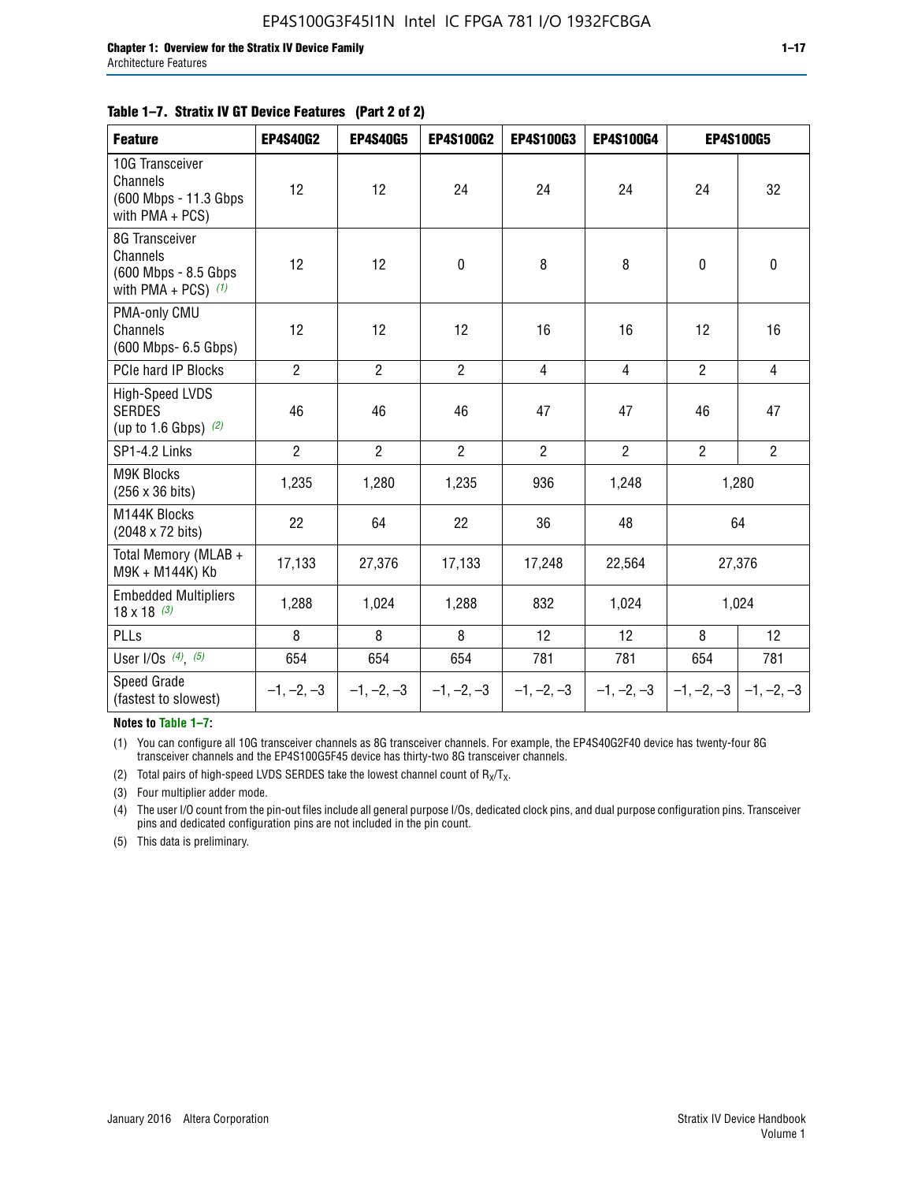**Table 1–7. Stratix IV GT Device Features (Part 2 of 2)**

| Feature | EP4S40G2 | EP4S40G5 | EP4S100G2 | EP4S100G3 | EP4S100G4 | EP4S100G5 | |
|---|---|---|---|---|---|---|---|
| 10G Transceiver Channels (600 Mbps - 11.3 Gbps with PMA + PCS) | 12 | 12 | 24 | 24 | 24 | 24 | 32 |
| 8G Transceiver Channels (600 Mbps - 8.5 Gbps with PMA + PCS) *(1)* | 12 | 12 | 0 | 8 | 8 | 0 | 0 |
| PMA-only CMU Channels (600 Mbps- 6.5 Gbps) | 12 | 12 | 12 | 16 | 16 | 12 | 16 |
| PCIe hard IP Blocks | 2 | 2 | 2 | 4 | 4 | 2 | 4 |
| High-Speed LVDS SERDES (up to 1.6 Gbps) *(2)* | 46 | 46 | 46 | 47 | 47 | 46 | 47 |
| SP1-4.2 Links | 2 | 2 | 2 | 2 | 2 | 2 | 2 |
| M9K Blocks (256 x 36 bits) | 1,235 | 1,280 | 1,235 | 936 | 1,248 | 1,280 | |
| M144K Blocks (2048 x 72 bits) | 22 | 64 | 22 | 36 | 48 | 64 | |
| Total Memory (MLAB + M9K + M144K) Kb | 17,133 | 27,376 | 17,133 | 17,248 | 22,564 | 27,376 | |
| Embedded Multipliers 18 x 18 *(3)* | 1,288 | 1,024 | 1,288 | 832 | 1,024 | 1,024 | |
| PLLs | 8 | 8 | 8 | 12 | 12 | 8 | 12 |
| User I/Os *(4)*, *(5)* | 654 | 654 | 654 | 781 | 781 | 654 | 781 |
| Speed Grade (fastest to slowest) | –1, –2, –3 | –1, –2, –3 | –1, –2, –3 | –1, –2, –3 | –1, –2, –3 | –1, –2, –3 | –1, –2, –3 |

**Notes to Table 1–7:**

(1) You can configure all 10G transceiver channels as 8G transceiver channels. For example, the EP4S40G2F40 device has twenty-four 8G transceiver channels and the EP4S100G5F45 device has thirty-two 8G transceiver channels.

(2) Total pairs of high-speed LVDS SERDES take the lowest channel count of $R_X/T_X$.

(3) Four multiplier adder mode.

(4) The user I/O count from the pin-out files include all general purpose I/Os, dedicated clock pins, and dual purpose configuration pins. Transceiver pins and dedicated configuration pins are not included in the pin count.

(5) This data is preliminary.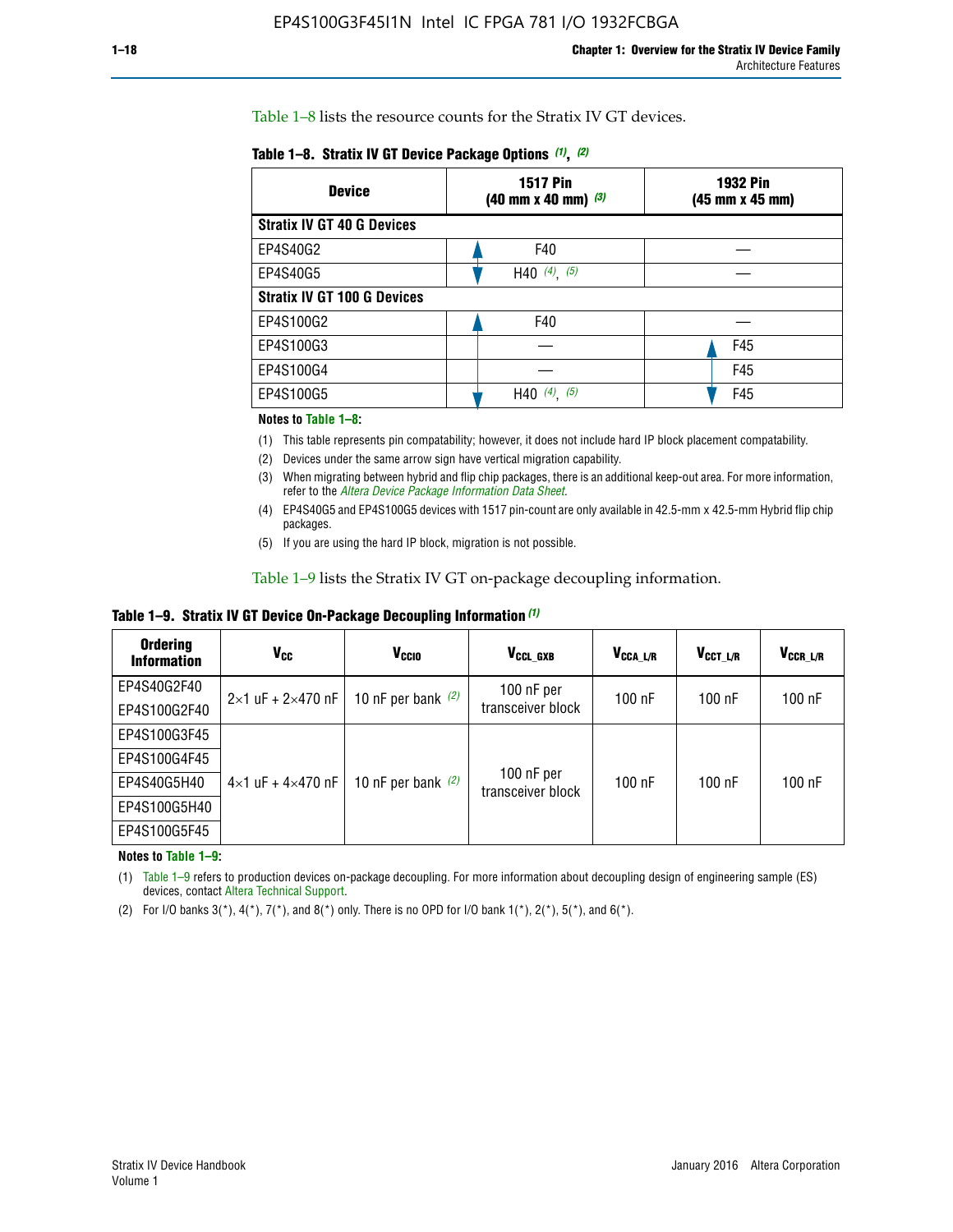Table 1–8 lists the resource counts for the Stratix IV GT devices.

**Table 1–8. Stratix IV GT Device Package Options (1), (2)**

| Device | 1517 Pin (40 mm x 40 mm) (3) | 1932 Pin (45 mm x 45 mm) |
|---|---|---|
| **Stratix IV GT 40 G Devices** | | |
| EP4S40G2 | F40 | — |
| EP4S40G5 | H40 (4), (5) | — |
| **Stratix IV GT 100 G Devices** | | |
| EP4S100G2 | F40 | — |
| EP4S100G3 | — | F45 |
| EP4S100G4 | — | F45 |
| EP4S100G5 | H40 (4), (5) | F45 |

**Notes to Table 1–8:**

(1) This table represents pin compatability; however, it does not include hard IP block placement compatability.

(2) Devices under the same arrow sign have vertical migration capability.

(3) When migrating between hybrid and flip chip packages, there is an additional keep-out area. For more information, refer to the *Altera Device Package Information Data Sheet*.

(4) EP4S40G5 and EP4S100G5 devices with 1517 pin-count are only available in 42.5-mm x 42.5-mm Hybrid flip chip packages.

(5) If you are using the hard IP block, migration is not possible.

Table 1–9 lists the Stratix IV GT on-package decoupling information.

**Table 1–9. Stratix IV GT Device On-Package Decoupling Information (1)**

| Ordering Information | $V_{CC}$ | $V_{CCIO}$ | $V_{CCL\_GXB}$ | $V_{CCA\_L/R}$ | $V_{CCT\_L/R}$ | $V_{CCR\_L/R}$ |
|---|---|---|---|---|---|---|
| EP4S40G2F40 | 2×1 uF + 2×470 nF | 10 nF per bank (2) | 100 nF per transceiver block | 100 nF | 100 nF | 100 nF |
| EP4S100G2F40 | | | | | | |
| EP4S100G3F45 | 4×1 uF + 4×470 nF | 10 nF per bank (2) | 100 nF per transceiver block | 100 nF | 100 nF | 100 nF |
| EP4S100G4F45 | | | | | | |
| EP4S40G5H40 | | | | | | |
| EP4S100G5H40 | | | | | | |
| EP4S100G5F45 | | | | | | |

**Notes to Table 1–9:**

(1) Table 1–9 refers to production devices on-package decoupling. For more information about decoupling design of engineering sample (ES) devices, contact Altera Technical Support.

(2) For I/O banks 3(*), 4(*), 7(*), and 8(*) only. There is no OPD for I/O bank 1(*), 2(*), 5(*), and 6(*).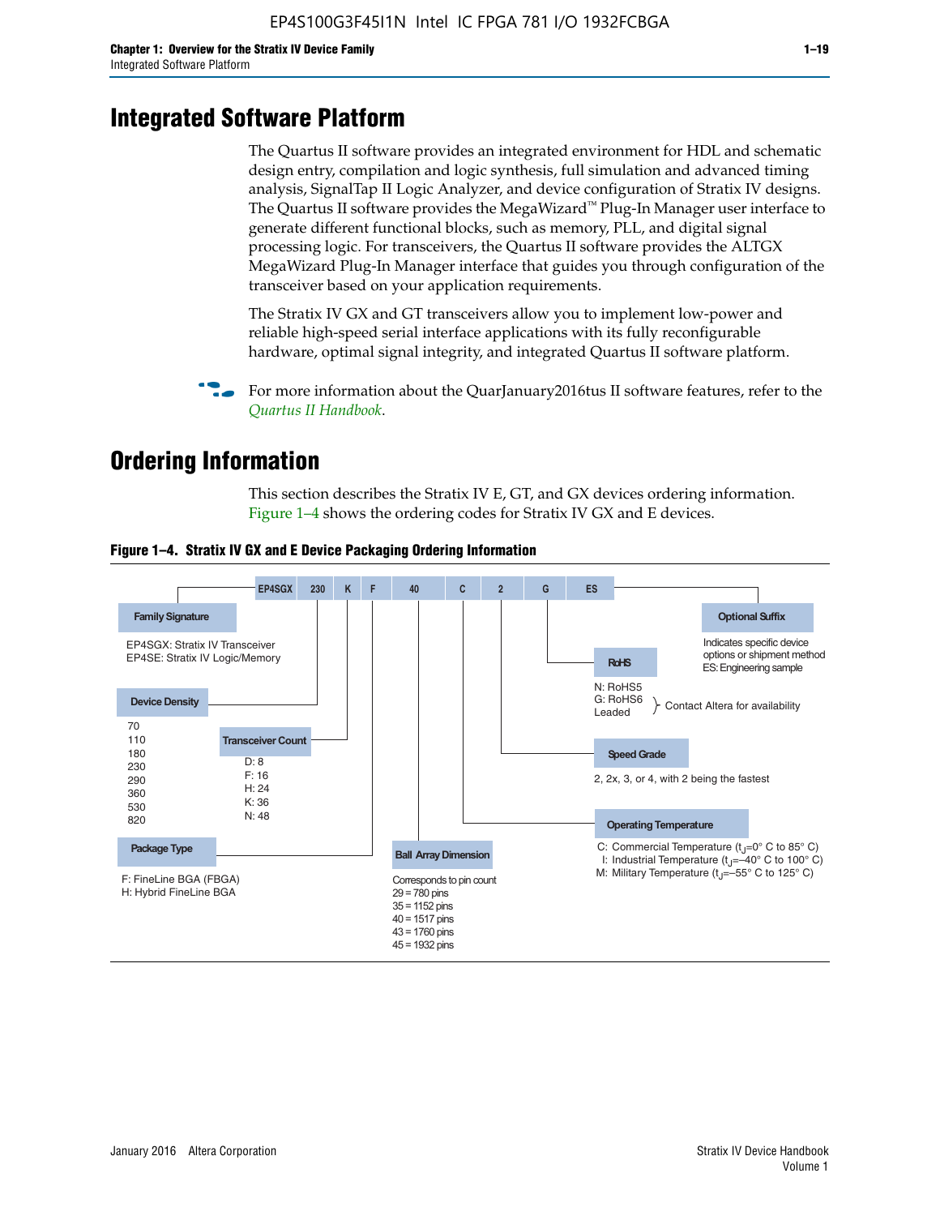# Integrated Software Platform

The Quartus II software provides an integrated environment for HDL and schematic design entry, compilation and logic synthesis, full simulation and advanced timing analysis, SignalTap II Logic Analyzer, and device configuration of Stratix IV designs. The Quartus II software provides the MegaWizard™ Plug-In Manager user interface to generate different functional blocks, such as memory, PLL, and digital signal processing logic. For transceivers, the Quartus II software provides the ALTGX MegaWizard Plug-In Manager interface that guides you through configuration of the transceiver based on your application requirements.

The Stratix IV GX and GT transceivers allow you to implement low-power and reliable high-speed serial interface applications with its fully reconfigurable hardware, optimal signal integrity, and integrated Quartus II software platform.

For more information about the QuarJanuary2016tus II software features, refer to the *Quartus II Handbook*.

# Ordering Information

This section describes the Stratix IV E, GT, and GX devices ordering information. Figure 1–4 shows the ordering codes for Stratix IV GX and E devices.

**Figure 1–4. Stratix IV GX and E Device Packaging Ordering Information**

Example: EP4SGX | 230 | K | F | 40 | C | 2 | G | ES

- **Family Signature**
  - EP4SGX: Stratix IV Transceiver
  - EP4SE: Stratix IV Logic/Memory
- **Device Density**
  - 70, 110, 180, 230, 290, 360, 530, 820
- **Transceiver Count**
  - D: 8
  - F: 16
  - H: 24
  - K: 36
  - N: 48
- **Package Type**
  - F: FineLine BGA (FBGA)
  - H: Hybrid FineLine BGA
- **Ball Array Dimension**
  - Corresponds to pin count
  - 29 = 780 pins
  - 35 = 1152 pins
  - 40 = 1517 pins
  - 43 = 1760 pins
  - 45 = 1932 pins
- **Operating Temperature**
  - C: Commercial Temperature ($t_J$=0° C to 85° C)
  - I: Industrial Temperature ($t_J$=–40° C to 100° C)
  - M: Military Temperature ($t_J$=–55° C to 125° C)
- **Speed Grade**
  - 2, 2x, 3, or 4, with 2 being the fastest
- **RoHS**
  - N: RoHS5
  - G: RoHS6 } Contact Altera for availability
  - Leaded
- **Optional Suffix**
  - Indicates specific device options or shipment method
  - ES: Engineering sample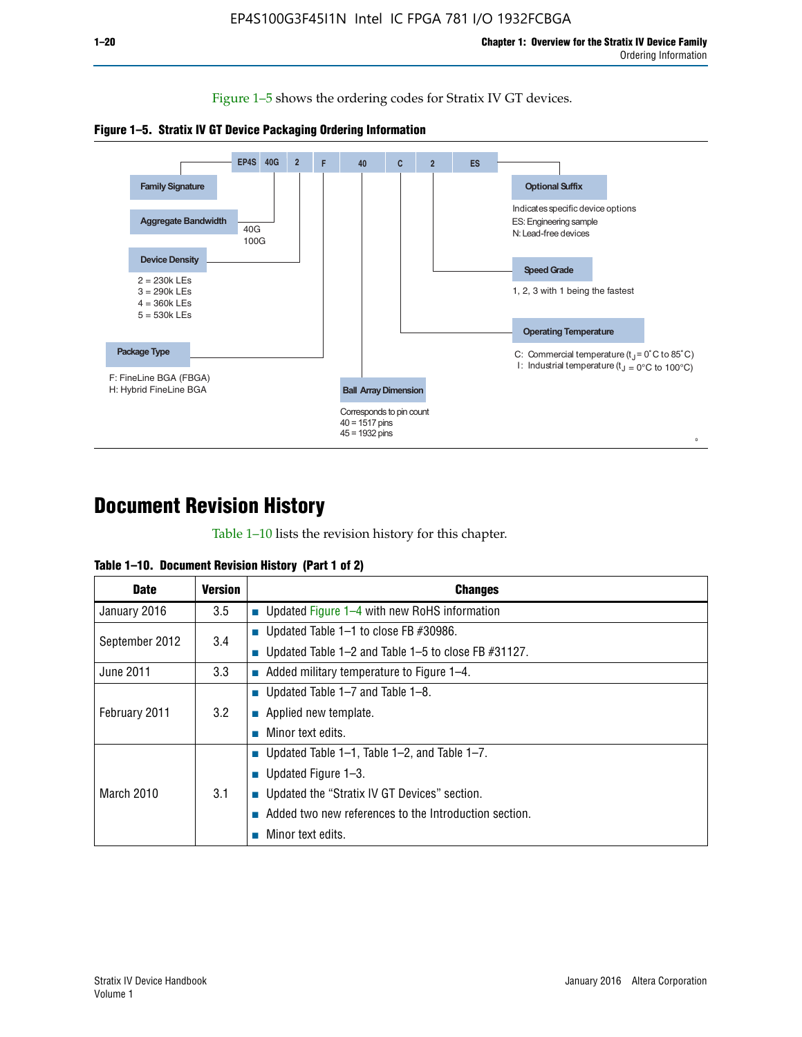Figure 1–5 shows the ordering codes for Stratix IV GT devices.

**Figure 1–5. Stratix IV GT Device Packaging Ordering Information**

EP4S 40G 2 F 40 C 2 ES

- **Family Signature**
- **Aggregate Bandwidth**
  - 40G
  - 100G
- **Device Density**
  - 2 = 230k LEs
  - 3 = 290k LEs
  - 4 = 360k LEs
  - 5 = 530k LEs
- **Package Type**
  - F: FineLine BGA (FBGA)
  - H: Hybrid FineLine BGA
- **Ball Array Dimension**
  - Corresponds to pin count
  - 40 = 1517 pins
  - 45 = 1932 pins
- **Operating Temperature**
  - C: Commercial temperature ($t_J$ = 0°C to 85°C)
  - I: Industrial temperature ($t_J$ = 0°C to 100°C)
- **Speed Grade**
  - 1, 2, 3 with 1 being the fastest
- **Optional Suffix**
  - Indicates specific device options
  - ES: Engineering sample
  - N: Lead-free devices

# Document Revision History

Table 1–10 lists the revision history for this chapter.

**Table 1–10. Document Revision History (Part 1 of 2)**

| Date | Version | Changes |
|---|---|---|
| January 2016 | 3.5 | ■ Updated Figure 1–4 with new RoHS information |
| September 2012 | 3.4 | ■ Updated Table 1–1 to close FB #30986.<br>■ Updated Table 1–2 and Table 1–5 to close FB #31127. |
| June 2011 | 3.3 | ■ Added military temperature to Figure 1–4. |
| February 2011 | 3.2 | ■ Updated Table 1–7 and Table 1–8.<br>■ Applied new template.<br>■ Minor text edits. |
| March 2010 | 3.1 | ■ Updated Table 1–1, Table 1–2, and Table 1–7.<br>■ Updated Figure 1–3.<br>■ Updated the “Stratix IV GT Devices” section.<br>■ Added two new references to the Introduction section.<br>■ Minor text edits. |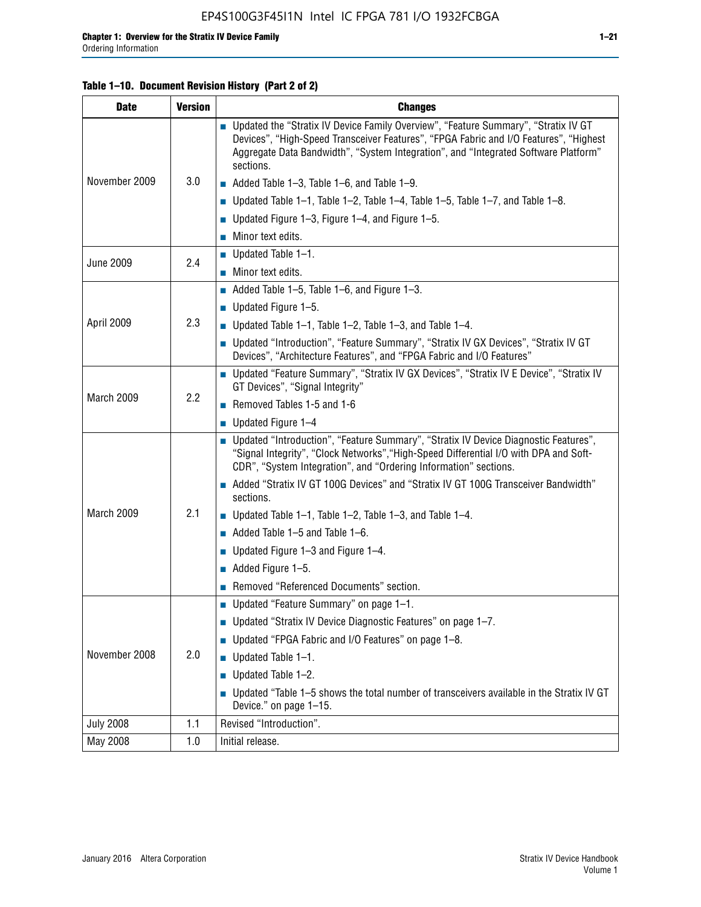**Table 1–10. Document Revision History (Part 2 of 2)**

| Date | Version | Changes |
|---|---|---|
| November 2009 | 3.0 | ■ Updated the "Stratix IV Device Family Overview", "Feature Summary", "Stratix IV GT Devices", "High-Speed Transceiver Features", "FPGA Fabric and I/O Features", "Highest Aggregate Data Bandwidth", "System Integration", and "Integrated Software Platform" sections. ■ Added Table 1–3, Table 1–6, and Table 1–9. ■ Updated Table 1–1, Table 1–2, Table 1–4, Table 1–5, Table 1–7, and Table 1–8. ■ Updated Figure 1–3, Figure 1–4, and Figure 1–5. ■ Minor text edits. |
| June 2009 | 2.4 | ■ Updated Table 1–1. ■ Minor text edits. |
| April 2009 | 2.3 | ■ Added Table 1–5, Table 1–6, and Figure 1–3. ■ Updated Figure 1–5. ■ Updated Table 1–1, Table 1–2, Table 1–3, and Table 1–4. ■ Updated "Introduction", "Feature Summary", "Stratix IV GX Devices", "Stratix IV GT Devices", "Architecture Features", and "FPGA Fabric and I/O Features" |
| March 2009 | 2.2 | ■ Updated "Feature Summary", "Stratix IV GX Devices", "Stratix IV E Device", "Stratix IV GT Devices", "Signal Integrity" ■ Removed Tables 1-5 and 1-6 ■ Updated Figure 1–4 |
| March 2009 | 2.1 | ■ Updated "Introduction", "Feature Summary", "Stratix IV Device Diagnostic Features", "Signal Integrity", "Clock Networks","High-Speed Differential I/O with DPA and Soft-CDR", "System Integration", and "Ordering Information" sections. ■ Added "Stratix IV GT 100G Devices" and "Stratix IV GT 100G Transceiver Bandwidth" sections. ■ Updated Table 1–1, Table 1–2, Table 1–3, and Table 1–4. ■ Added Table 1–5 and Table 1–6. ■ Updated Figure 1–3 and Figure 1–4. ■ Added Figure 1–5. ■ Removed "Referenced Documents" section. |
| November 2008 | 2.0 | ■ Updated "Feature Summary" on page 1–1. ■ Updated "Stratix IV Device Diagnostic Features" on page 1–7. ■ Updated "FPGA Fabric and I/O Features" on page 1–8. ■ Updated Table 1–1. ■ Updated Table 1–2. ■ Updated "Table 1–5 shows the total number of transceivers available in the Stratix IV GT Device." on page 1–15. |
| July 2008 | 1.1 | Revised "Introduction". |
| May 2008 | 1.0 | Initial release. |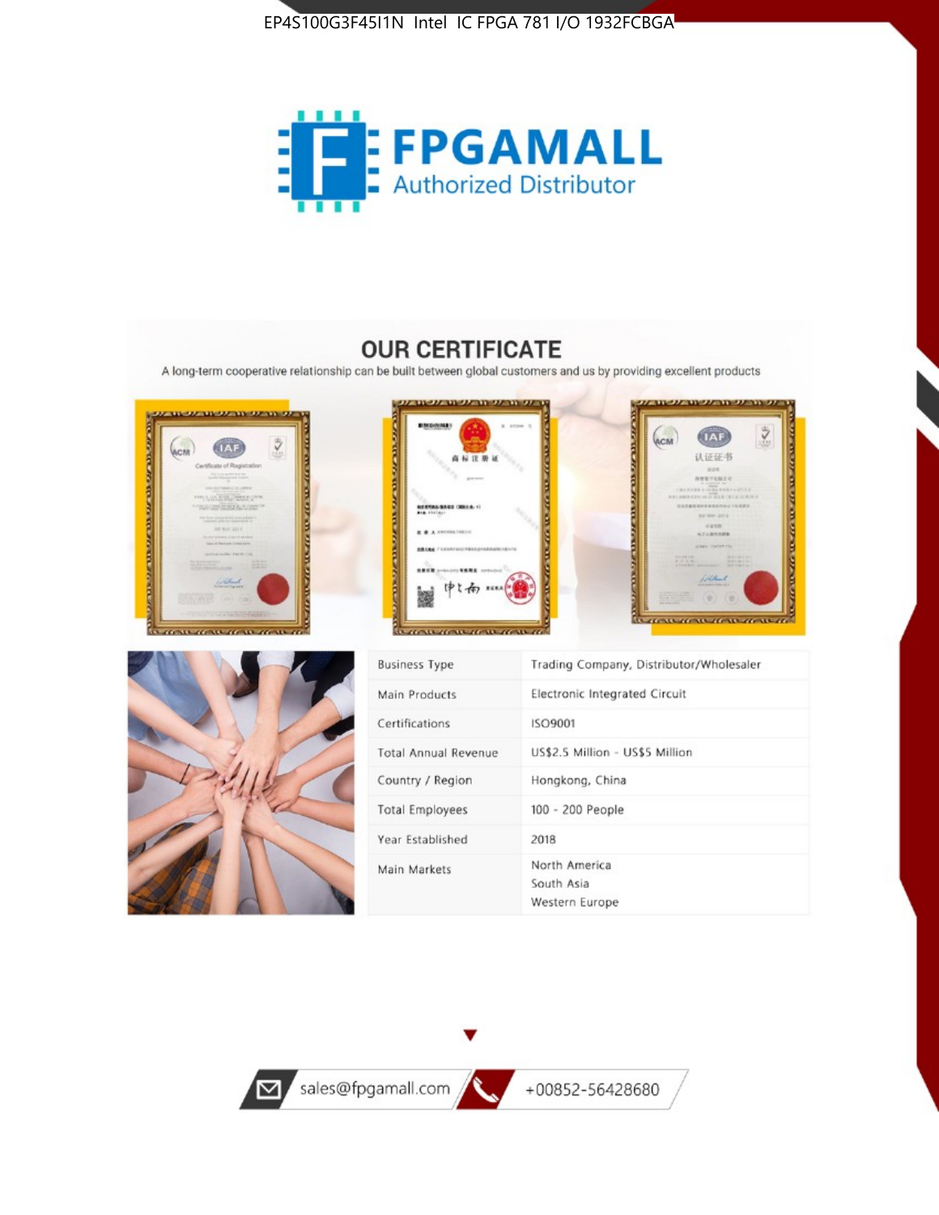FPGAMALL
Authorized Distributor

## OUR CERTIFICATE

A long-term cooperative relationship can be built between global customers and us by providing excellent products

| | |
|---|---|
| Business Type | Trading Company, Distributor/Wholesaler |
| Main Products | Electronic Integrated Circuit |
| Certifications | ISO9001 |
| Total Annual Revenue | US$2.5 Million - US$5 Million |
| Country / Region | Hongkong, China |
| Total Employees | 100 - 200 People |
| Year Established | 2018 |
| Main Markets | North America<br>South Asia<br>Western Europe |

sales@fpgamall.com

+00852-56428680